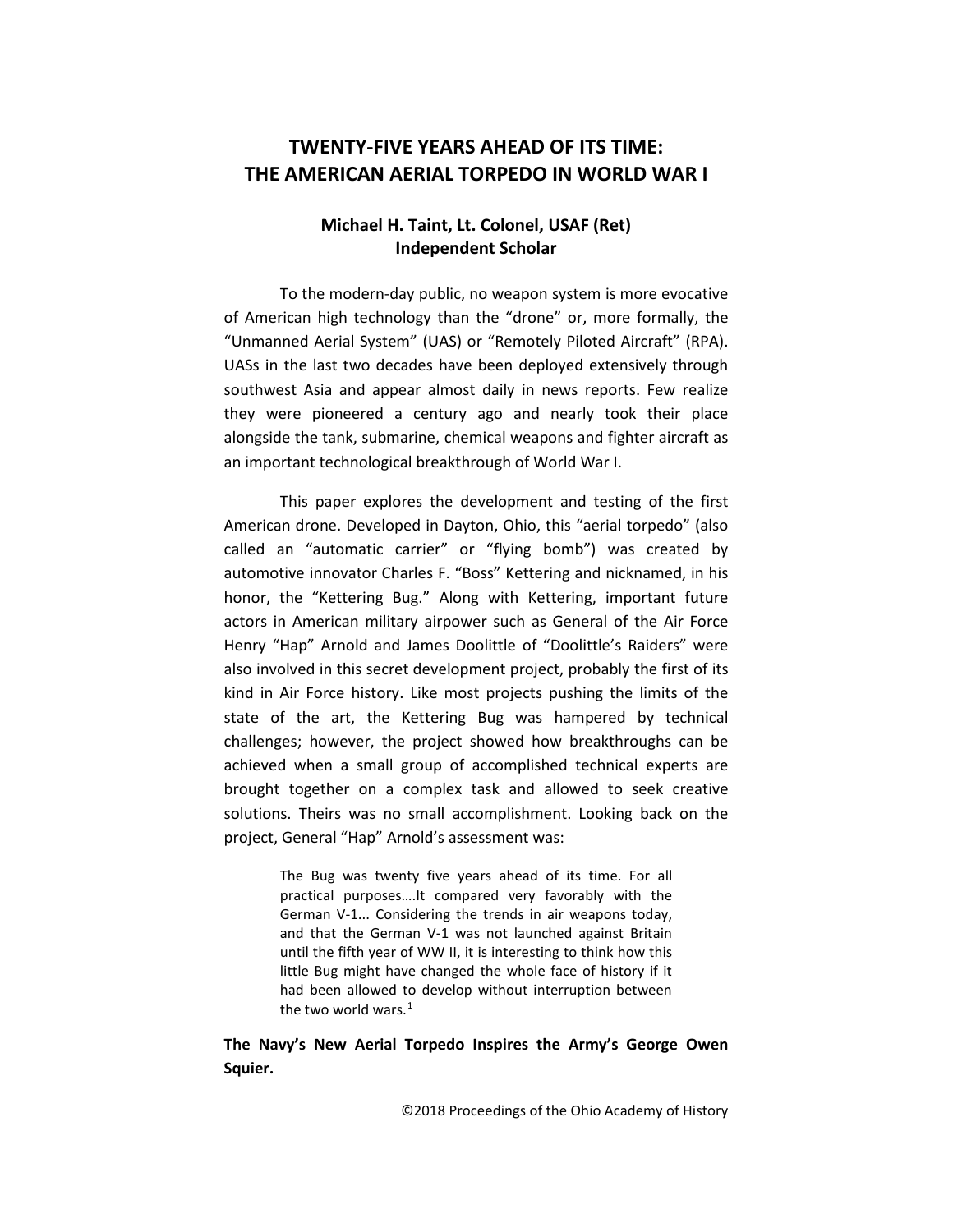# TWENTY-FIVE YEARS AHEAD OF ITS TIME: THE AMERICAN AERIAL TORPEDO IN WORLD WAR I

**Michael H. Taint, Lt. Colonel, USAF (Ret)**
**Independent Scholar**

To the modern-day public, no weapon system is more evocative of American high technology than the "drone" or, more formally, the "Unmanned Aerial System" (UAS) or "Remotely Piloted Aircraft" (RPA). UASs in the last two decades have been deployed extensively through southwest Asia and appear almost daily in news reports. Few realize they were pioneered a century ago and nearly took their place alongside the tank, submarine, chemical weapons and fighter aircraft as an important technological breakthrough of World War I.

This paper explores the development and testing of the first American drone. Developed in Dayton, Ohio, this "aerial torpedo" (also called an "automatic carrier" or "flying bomb") was created by automotive innovator Charles F. "Boss" Kettering and nicknamed, in his honor, the "Kettering Bug." Along with Kettering, important future actors in American military airpower such as General of the Air Force Henry "Hap" Arnold and James Doolittle of "Doolittle's Raiders" were also involved in this secret development project, probably the first of its kind in Air Force history. Like most projects pushing the limits of the state of the art, the Kettering Bug was hampered by technical challenges; however, the project showed how breakthroughs can be achieved when a small group of accomplished technical experts are brought together on a complex task and allowed to seek creative solutions. Theirs was no small accomplishment. Looking back on the project, General "Hap" Arnold's assessment was:

> The Bug was twenty five years ahead of its time. For all practical purposes….It compared very favorably with the German V-1... Considering the trends in air weapons today, and that the German V-1 was not launched against Britain until the fifth year of WW II, it is interesting to think how this little Bug might have changed the whole face of history if it had been allowed to develop without interruption between the two world wars.[1]

**The Navy's New Aerial Torpedo Inspires the Army's George Owen Squier.**

©2018 Proceedings of the Ohio Academy of History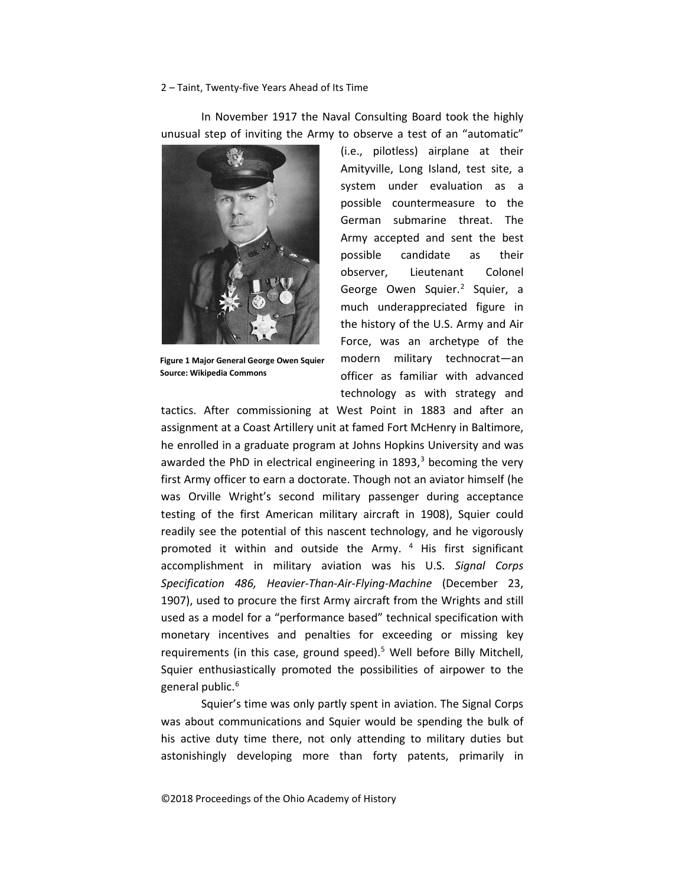In November 1917 the Naval Consulting Board took the highly unusual step of inviting the Army to observe a test of an "automatic" (i.e., pilotless) airplane at their Amityville, Long Island, test site, a system under evaluation as a possible countermeasure to the German submarine threat. The Army accepted and sent the best possible candidate as their observer, Lieutenant Colonel George Owen Squier.[2] Squier, a much underappreciated figure in the history of the U.S. Army and Air Force, was an archetype of the modern military technocrat—an officer as familiar with advanced technology as with strategy and tactics. After commissioning at West Point in 1883 and after an assignment at a Coast Artillery unit at famed Fort McHenry in Baltimore, he enrolled in a graduate program at Johns Hopkins University and was awarded the PhD in electrical engineering in 1893,[3] becoming the very first Army officer to earn a doctorate. Though not an aviator himself (he was Orville Wright's second military passenger during acceptance testing of the first American military aircraft in 1908), Squier could readily see the potential of this nascent technology, and he vigorously promoted it within and outside the Army.[4] His first significant accomplishment in military aviation was his U.S. *Signal Corps Specification 486, Heavier-Than-Air-Flying-Machine* (December 23, 1907), used to procure the first Army aircraft from the Wrights and still used as a model for a "performance based" technical specification with monetary incentives and penalties for exceeding or missing key requirements (in this case, ground speed).[5] Well before Billy Mitchell, Squier enthusiastically promoted the possibilities of airpower to the general public.[6]

**Figure 1 Major General George Owen Squier**
**Source: Wikipedia Commons**

Squier's time was only partly spent in aviation. The Signal Corps was about communications and Squier would be spending the bulk of his active duty time there, not only attending to military duties but astonishingly developing more than forty patents, primarily in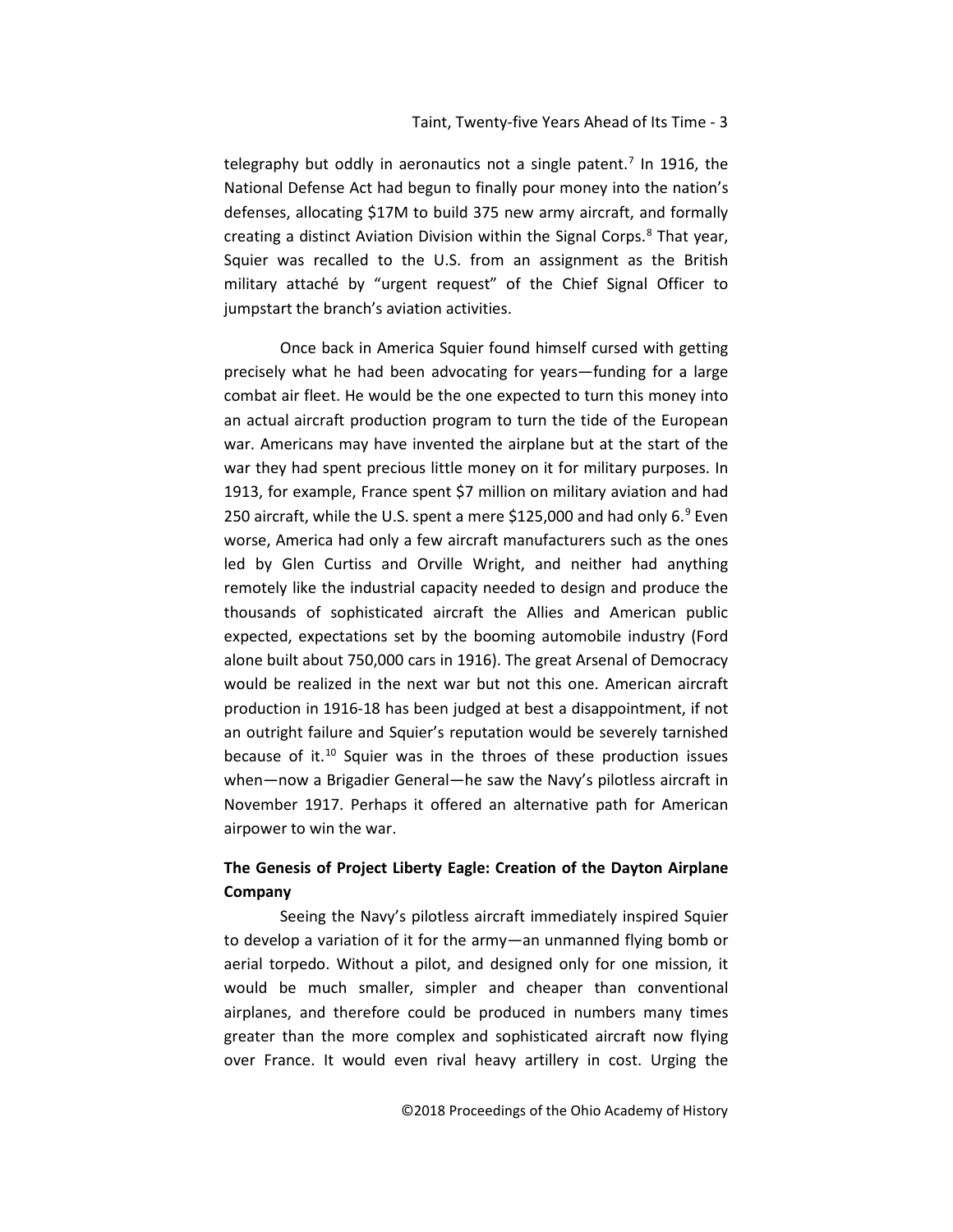telegraphy but oddly in aeronautics not a single patent.[7] In 1916, the National Defense Act had begun to finally pour money into the nation's defenses, allocating $17M to build 375 new army aircraft, and formally creating a distinct Aviation Division within the Signal Corps.[8] That year, Squier was recalled to the U.S. from an assignment as the British military attaché by "urgent request" of the Chief Signal Officer to jumpstart the branch's aviation activities.

Once back in America Squier found himself cursed with getting precisely what he had been advocating for years—funding for a large combat air fleet. He would be the one expected to turn this money into an actual aircraft production program to turn the tide of the European war. Americans may have invented the airplane but at the start of the war they had spent precious little money on it for military purposes. In 1913, for example, France spent $7 million on military aviation and had 250 aircraft, while the U.S. spent a mere $125,000 and had only 6.[9] Even worse, America had only a few aircraft manufacturers such as the ones led by Glen Curtiss and Orville Wright, and neither had anything remotely like the industrial capacity needed to design and produce the thousands of sophisticated aircraft the Allies and American public expected, expectations set by the booming automobile industry (Ford alone built about 750,000 cars in 1916). The great Arsenal of Democracy would be realized in the next war but not this one. American aircraft production in 1916-18 has been judged at best a disappointment, if not an outright failure and Squier's reputation would be severely tarnished because of it.[10] Squier was in the throes of these production issues when—now a Brigadier General—he saw the Navy's pilotless aircraft in November 1917. Perhaps it offered an alternative path for American airpower to win the war.

**The Genesis of Project Liberty Eagle: Creation of the Dayton Airplane Company**

Seeing the Navy's pilotless aircraft immediately inspired Squier to develop a variation of it for the army—an unmanned flying bomb or aerial torpedo. Without a pilot, and designed only for one mission, it would be much smaller, simpler and cheaper than conventional airplanes, and therefore could be produced in numbers many times greater than the more complex and sophisticated aircraft now flying over France. It would even rival heavy artillery in cost. Urging the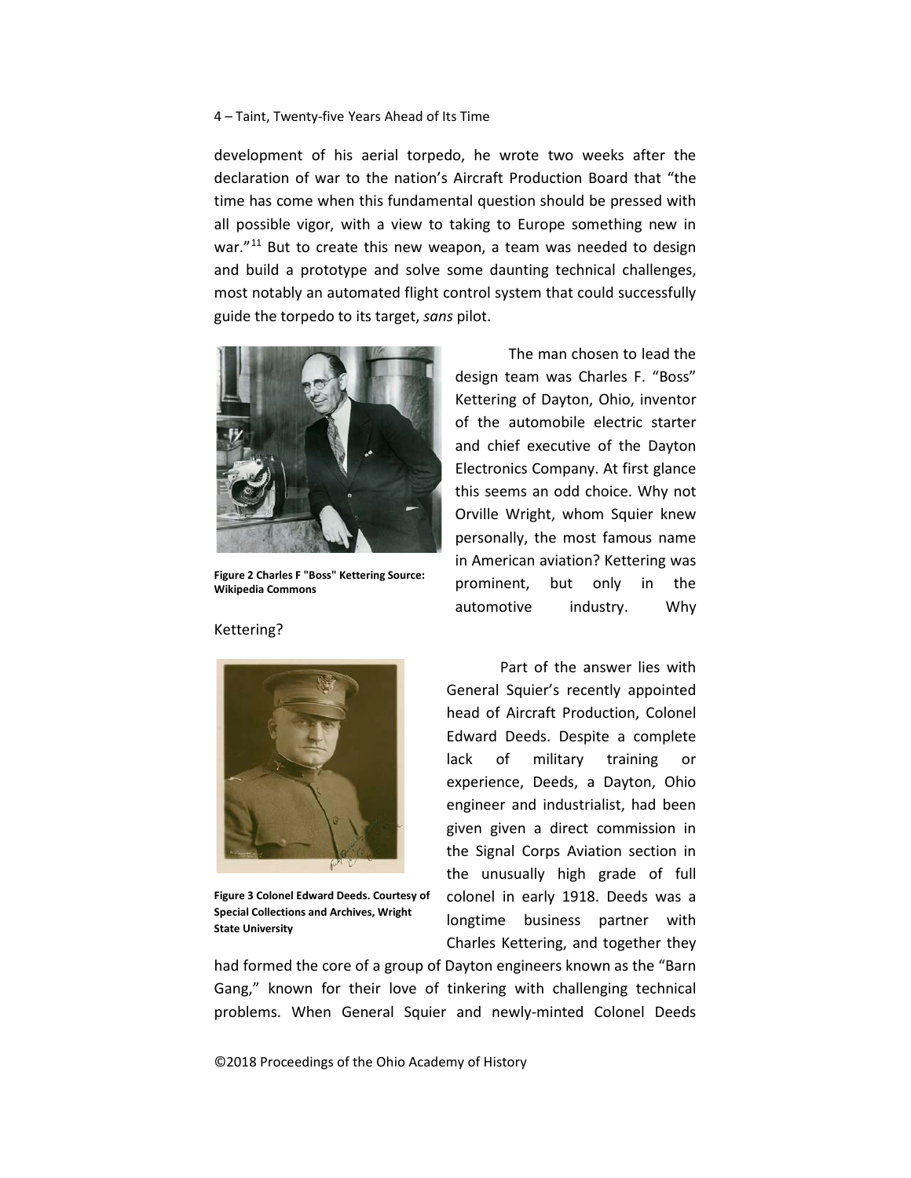development of his aerial torpedo, he wrote two weeks after the declaration of war to the nation's Aircraft Production Board that "the time has come when this fundamental question should be pressed with all possible vigor, with a view to taking to Europe something new in war."[11] But to create this new weapon, a team was needed to design and build a prototype and solve some daunting technical challenges, most notably an automated flight control system that could successfully guide the torpedo to its target, *sans* pilot.

**Figure 2 Charles F "Boss" Kettering Source: Wikipedia Commons**

The man chosen to lead the design team was Charles F. "Boss" Kettering of Dayton, Ohio, inventor of the automobile electric starter and chief executive of the Dayton Electronics Company. At first glance this seems an odd choice. Why not Orville Wright, whom Squier knew personally, the most famous name in American aviation? Kettering was prominent, but only in the automotive industry. Why Kettering?

**Figure 3 Colonel Edward Deeds. Courtesy of Special Collections and Archives, Wright State University**

Part of the answer lies with General Squier's recently appointed head of Aircraft Production, Colonel Edward Deeds. Despite a complete lack of military training or experience, Deeds, a Dayton, Ohio engineer and industrialist, had been given given a direct commission in the Signal Corps Aviation section in the unusually high grade of full colonel in early 1918. Deeds was a longtime business partner with Charles Kettering, and together they had formed the core of a group of Dayton engineers known as the "Barn Gang," known for their love of tinkering with challenging technical problems. When General Squier and newly-minted Colonel Deeds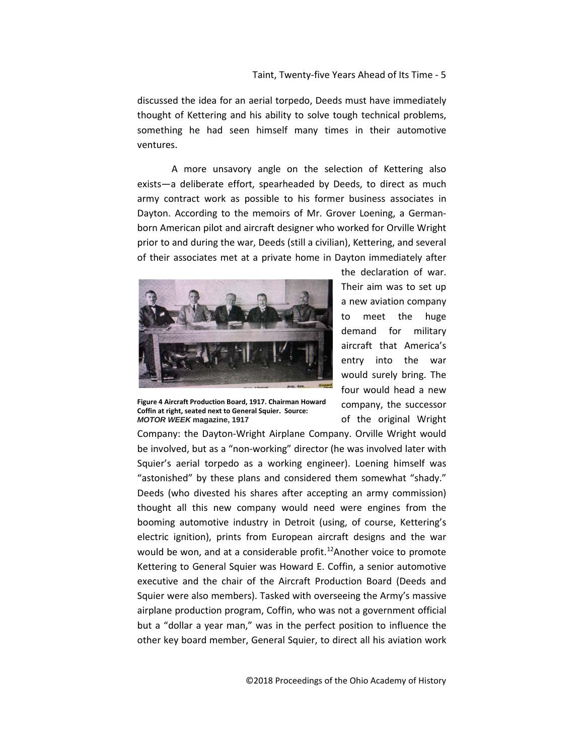discussed the idea for an aerial torpedo, Deeds must have immediately thought of Kettering and his ability to solve tough technical problems, something he had seen himself many times in their automotive ventures.

A more unsavory angle on the selection of Kettering also exists—a deliberate effort, spearheaded by Deeds, to direct as much army contract work as possible to his former business associates in Dayton. According to the memoirs of Mr. Grover Loening, a German-born American pilot and aircraft designer who worked for Orville Wright prior to and during the war, Deeds (still a civilian), Kettering, and several of their associates met at a private home in Dayton immediately after the declaration of war. Their aim was to set up a new aviation company to meet the huge demand for military aircraft that America's entry into the war would surely bring. The four would head a new company, the successor of the original Wright Company: the Dayton-Wright Airplane Company. Orville Wright would be involved, but as a "non-working" director (he was involved later with Squier's aerial torpedo as a working engineer). Loening himself was "astonished" by these plans and considered them somewhat "shady." Deeds (who divested his shares after accepting an army commission) thought all this new company would need were engines from the booming automotive industry in Detroit (using, of course, Kettering's electric ignition), prints from European aircraft designs and the war would be won, and at a considerable profit.[12] Another voice to promote Kettering to General Squier was Howard E. Coffin, a senior automotive executive and the chair of the Aircraft Production Board (Deeds and Squier were also members). Tasked with overseeing the Army's massive airplane production program, Coffin, who was not a government official but a "dollar a year man," was in the perfect position to influence the other key board member, General Squier, to direct all his aviation work

**Figure 4 Aircraft Production Board, 1917. Chairman Howard Coffin at right, seated next to General Squier. Source: *MOTOR WEEK* magazine, 1917**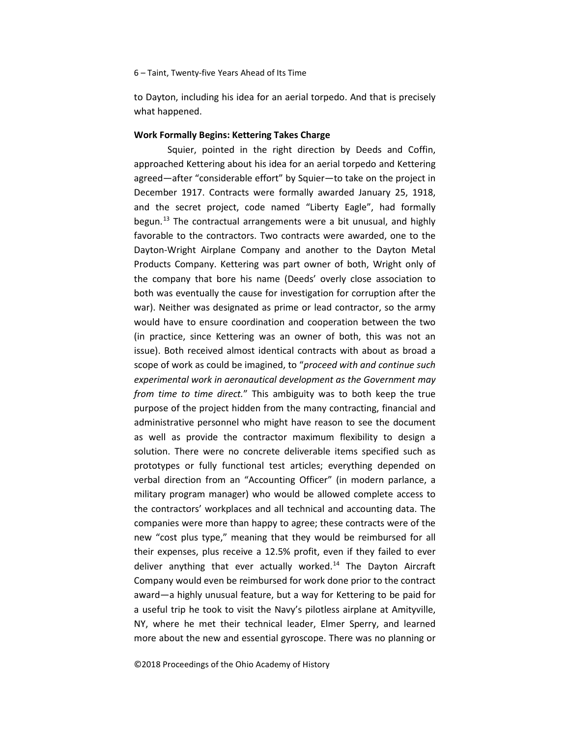to Dayton, including his idea for an aerial torpedo. And that is precisely what happened.

**Work Formally Begins: Kettering Takes Charge**

Squier, pointed in the right direction by Deeds and Coffin, approached Kettering about his idea for an aerial torpedo and Kettering agreed—after "considerable effort" by Squier—to take on the project in December 1917. Contracts were formally awarded January 25, 1918, and the secret project, code named "Liberty Eagle", had formally begun.[13] The contractual arrangements were a bit unusual, and highly favorable to the contractors. Two contracts were awarded, one to the Dayton-Wright Airplane Company and another to the Dayton Metal Products Company. Kettering was part owner of both, Wright only of the company that bore his name (Deeds' overly close association to both was eventually the cause for investigation for corruption after the war). Neither was designated as prime or lead contractor, so the army would have to ensure coordination and cooperation between the two (in practice, since Kettering was an owner of both, this was not an issue). Both received almost identical contracts with about as broad a scope of work as could be imagined, to "*proceed with and continue such experimental work in aeronautical development as the Government may from time to time direct.*" This ambiguity was to both keep the true purpose of the project hidden from the many contracting, financial and administrative personnel who might have reason to see the document as well as provide the contractor maximum flexibility to design a solution. There were no concrete deliverable items specified such as prototypes or fully functional test articles; everything depended on verbal direction from an "Accounting Officer" (in modern parlance, a military program manager) who would be allowed complete access to the contractors' workplaces and all technical and accounting data. The companies were more than happy to agree; these contracts were of the new "cost plus type," meaning that they would be reimbursed for all their expenses, plus receive a 12.5% profit, even if they failed to ever deliver anything that ever actually worked.[14] The Dayton Aircraft Company would even be reimbursed for work done prior to the contract award—a highly unusual feature, but a way for Kettering to be paid for a useful trip he took to visit the Navy's pilotless airplane at Amityville, NY, where he met their technical leader, Elmer Sperry, and learned more about the new and essential gyroscope. There was no planning or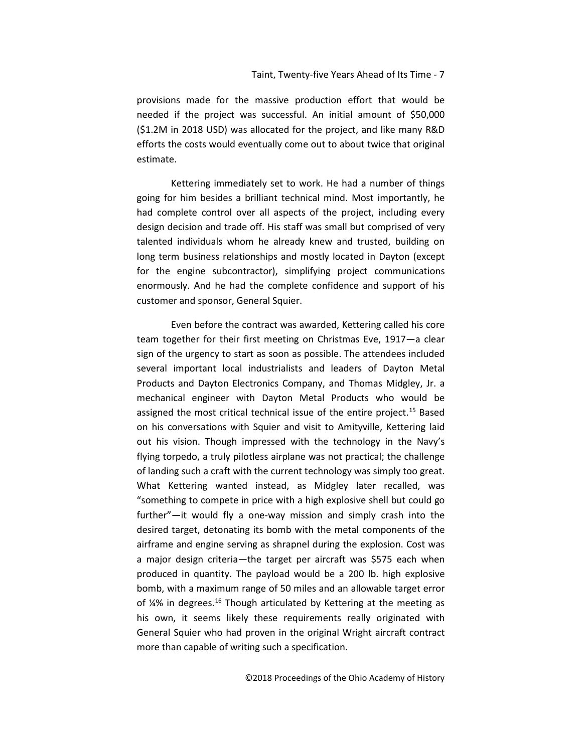provisions made for the massive production effort that would be needed if the project was successful. An initial amount of $50,000 ($1.2M in 2018 USD) was allocated for the project, and like many R&D efforts the costs would eventually come out to about twice that original estimate.

Kettering immediately set to work. He had a number of things going for him besides a brilliant technical mind. Most importantly, he had complete control over all aspects of the project, including every design decision and trade off. His staff was small but comprised of very talented individuals whom he already knew and trusted, building on long term business relationships and mostly located in Dayton (except for the engine subcontractor), simplifying project communications enormously. And he had the complete confidence and support of his customer and sponsor, General Squier.

Even before the contract was awarded, Kettering called his core team together for their first meeting on Christmas Eve, 1917—a clear sign of the urgency to start as soon as possible. The attendees included several important local industrialists and leaders of Dayton Metal Products and Dayton Electronics Company, and Thomas Midgley, Jr. a mechanical engineer with Dayton Metal Products who would be assigned the most critical technical issue of the entire project.[15] Based on his conversations with Squier and visit to Amityville, Kettering laid out his vision. Though impressed with the technology in the Navy's flying torpedo, a truly pilotless airplane was not practical; the challenge of landing such a craft with the current technology was simply too great. What Kettering wanted instead, as Midgley later recalled, was "something to compete in price with a high explosive shell but could go further"—it would fly a one-way mission and simply crash into the desired target, detonating its bomb with the metal components of the airframe and engine serving as shrapnel during the explosion. Cost was a major design criteria—the target per aircraft was $575 each when produced in quantity. The payload would be a 200 lb. high explosive bomb, with a maximum range of 50 miles and an allowable target error of ¼% in degrees.[16] Though articulated by Kettering at the meeting as his own, it seems likely these requirements really originated with General Squier who had proven in the original Wright aircraft contract more than capable of writing such a specification.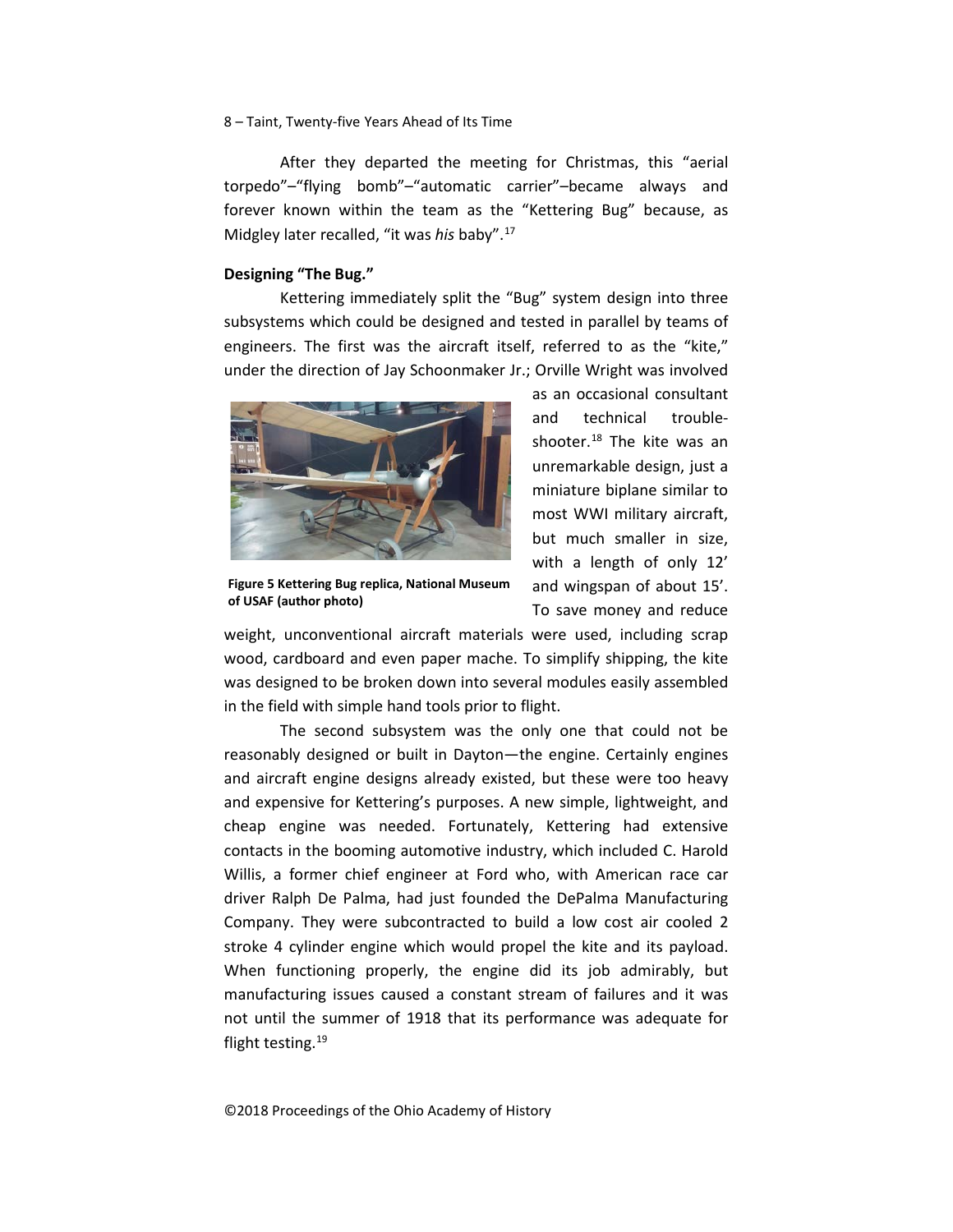After they departed the meeting for Christmas, this "aerial torpedo"–"flying bomb"–"automatic carrier"–became always and forever known within the team as the "Kettering Bug" because, as Midgley later recalled, "it was *his* baby".[17]

**Designing "The Bug."**

Kettering immediately split the "Bug" system design into three subsystems which could be designed and tested in parallel by teams of engineers. The first was the aircraft itself, referred to as the "kite," under the direction of Jay Schoonmaker Jr.; Orville Wright was involved as an occasional consultant and technical trouble-shooter.[18] The kite was an unremarkable design, just a miniature biplane similar to most WWI military aircraft, but much smaller in size, with a length of only 12' and wingspan of about 15'. To save money and reduce weight, unconventional aircraft materials were used, including scrap wood, cardboard and even paper mache. To simplify shipping, the kite was designed to be broken down into several modules easily assembled in the field with simple hand tools prior to flight.

**Figure 5 Kettering Bug replica, National Museum of USAF (author photo)**

The second subsystem was the only one that could not be reasonably designed or built in Dayton—the engine. Certainly engines and aircraft engine designs already existed, but these were too heavy and expensive for Kettering's purposes. A new simple, lightweight, and cheap engine was needed. Fortunately, Kettering had extensive contacts in the booming automotive industry, which included C. Harold Willis, a former chief engineer at Ford who, with American race car driver Ralph De Palma, had just founded the DePalma Manufacturing Company. They were subcontracted to build a low cost air cooled 2 stroke 4 cylinder engine which would propel the kite and its payload. When functioning properly, the engine did its job admirably, but manufacturing issues caused a constant stream of failures and it was not until the summer of 1918 that its performance was adequate for flight testing.[19]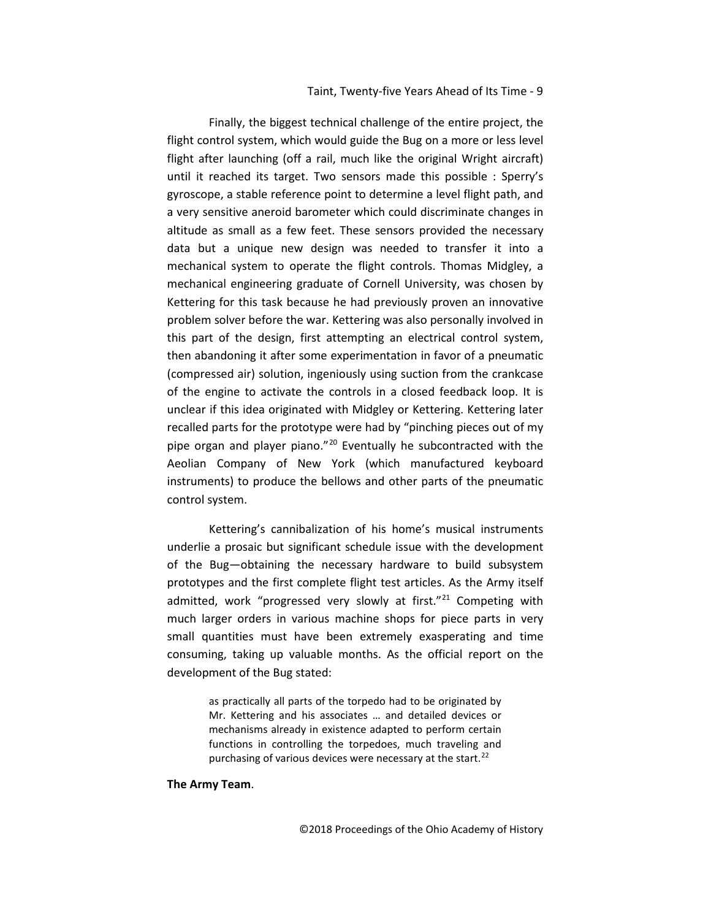Finally, the biggest technical challenge of the entire project, the flight control system, which would guide the Bug on a more or less level flight after launching (off a rail, much like the original Wright aircraft) until it reached its target. Two sensors made this possible : Sperry's gyroscope, a stable reference point to determine a level flight path, and a very sensitive aneroid barometer which could discriminate changes in altitude as small as a few feet. These sensors provided the necessary data but a unique new design was needed to transfer it into a mechanical system to operate the flight controls. Thomas Midgley, a mechanical engineering graduate of Cornell University, was chosen by Kettering for this task because he had previously proven an innovative problem solver before the war. Kettering was also personally involved in this part of the design, first attempting an electrical control system, then abandoning it after some experimentation in favor of a pneumatic (compressed air) solution, ingeniously using suction from the crankcase of the engine to activate the controls in a closed feedback loop. It is unclear if this idea originated with Midgley or Kettering. Kettering later recalled parts for the prototype were had by "pinching pieces out of my pipe organ and player piano."[20] Eventually he subcontracted with the Aeolian Company of New York (which manufactured keyboard instruments) to produce the bellows and other parts of the pneumatic control system.

Kettering's cannibalization of his home's musical instruments underlie a prosaic but significant schedule issue with the development of the Bug—obtaining the necessary hardware to build subsystem prototypes and the first complete flight test articles. As the Army itself admitted, work "progressed very slowly at first."[21] Competing with much larger orders in various machine shops for piece parts in very small quantities must have been extremely exasperating and time consuming, taking up valuable months. As the official report on the development of the Bug stated:

> as practically all parts of the torpedo had to be originated by Mr. Kettering and his associates … and detailed devices or mechanisms already in existence adapted to perform certain functions in controlling the torpedoes, much traveling and purchasing of various devices were necessary at the start.[22]

**The Army Team**.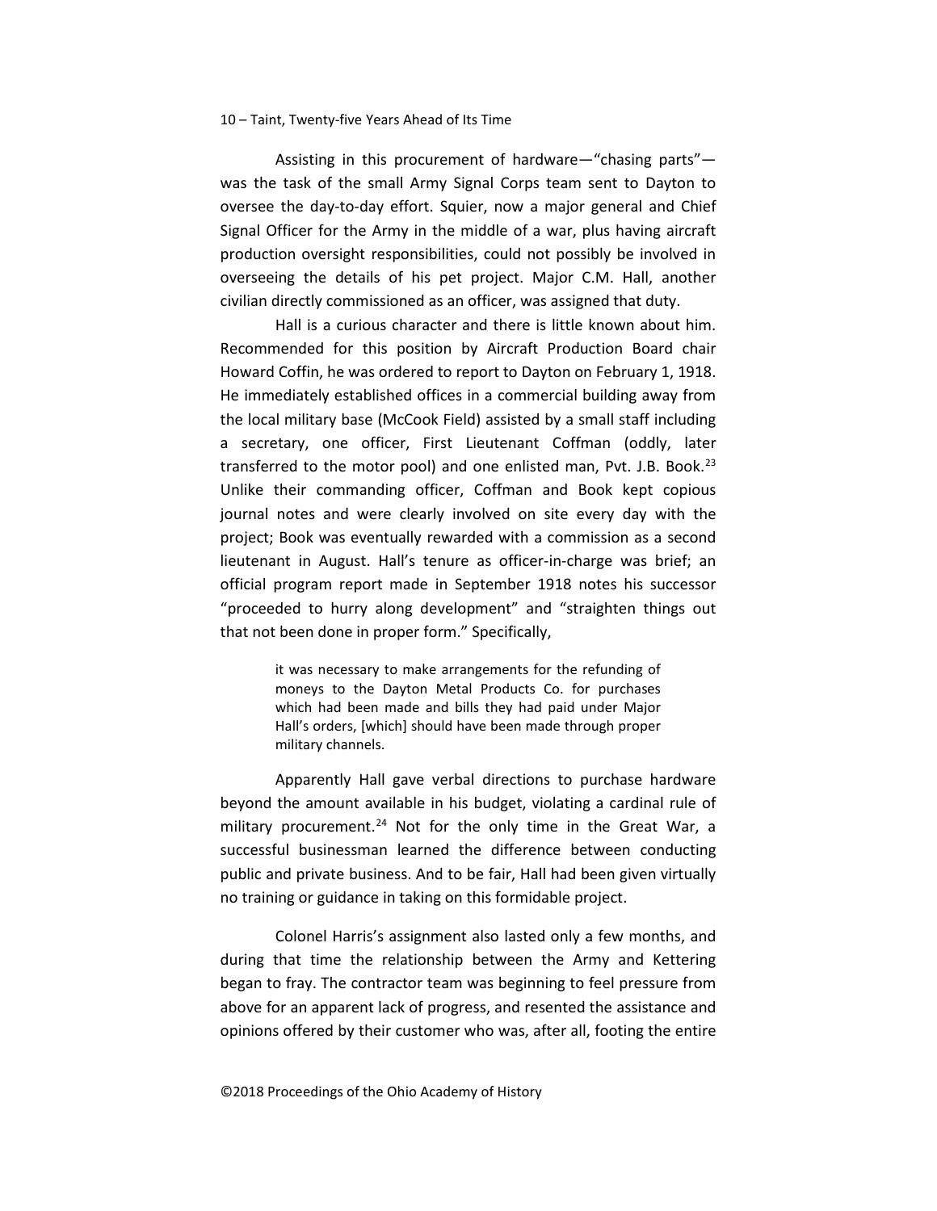Assisting in this procurement of hardware—"chasing parts"—was the task of the small Army Signal Corps team sent to Dayton to oversee the day-to-day effort. Squier, now a major general and Chief Signal Officer for the Army in the middle of a war, plus having aircraft production oversight responsibilities, could not possibly be involved in overseeing the details of his pet project. Major C.M. Hall, another civilian directly commissioned as an officer, was assigned that duty.

Hall is a curious character and there is little known about him. Recommended for this position by Aircraft Production Board chair Howard Coffin, he was ordered to report to Dayton on February 1, 1918. He immediately established offices in a commercial building away from the local military base (McCook Field) assisted by a small staff including a secretary, one officer, First Lieutenant Coffman (oddly, later transferred to the motor pool) and one enlisted man, Pvt. J.B. Book.[23] Unlike their commanding officer, Coffman and Book kept copious journal notes and were clearly involved on site every day with the project; Book was eventually rewarded with a commission as a second lieutenant in August. Hall's tenure as officer-in-charge was brief; an official program report made in September 1918 notes his successor "proceeded to hurry along development" and "straighten things out that not been done in proper form." Specifically,

> it was necessary to make arrangements for the refunding of moneys to the Dayton Metal Products Co. for purchases which had been made and bills they had paid under Major Hall's orders, [which] should have been made through proper military channels.

Apparently Hall gave verbal directions to purchase hardware beyond the amount available in his budget, violating a cardinal rule of military procurement.[24] Not for the only time in the Great War, a successful businessman learned the difference between conducting public and private business. And to be fair, Hall had been given virtually no training or guidance in taking on this formidable project.

Colonel Harris's assignment also lasted only a few months, and during that time the relationship between the Army and Kettering began to fray. The contractor team was beginning to feel pressure from above for an apparent lack of progress, and resented the assistance and opinions offered by their customer who was, after all, footing the entire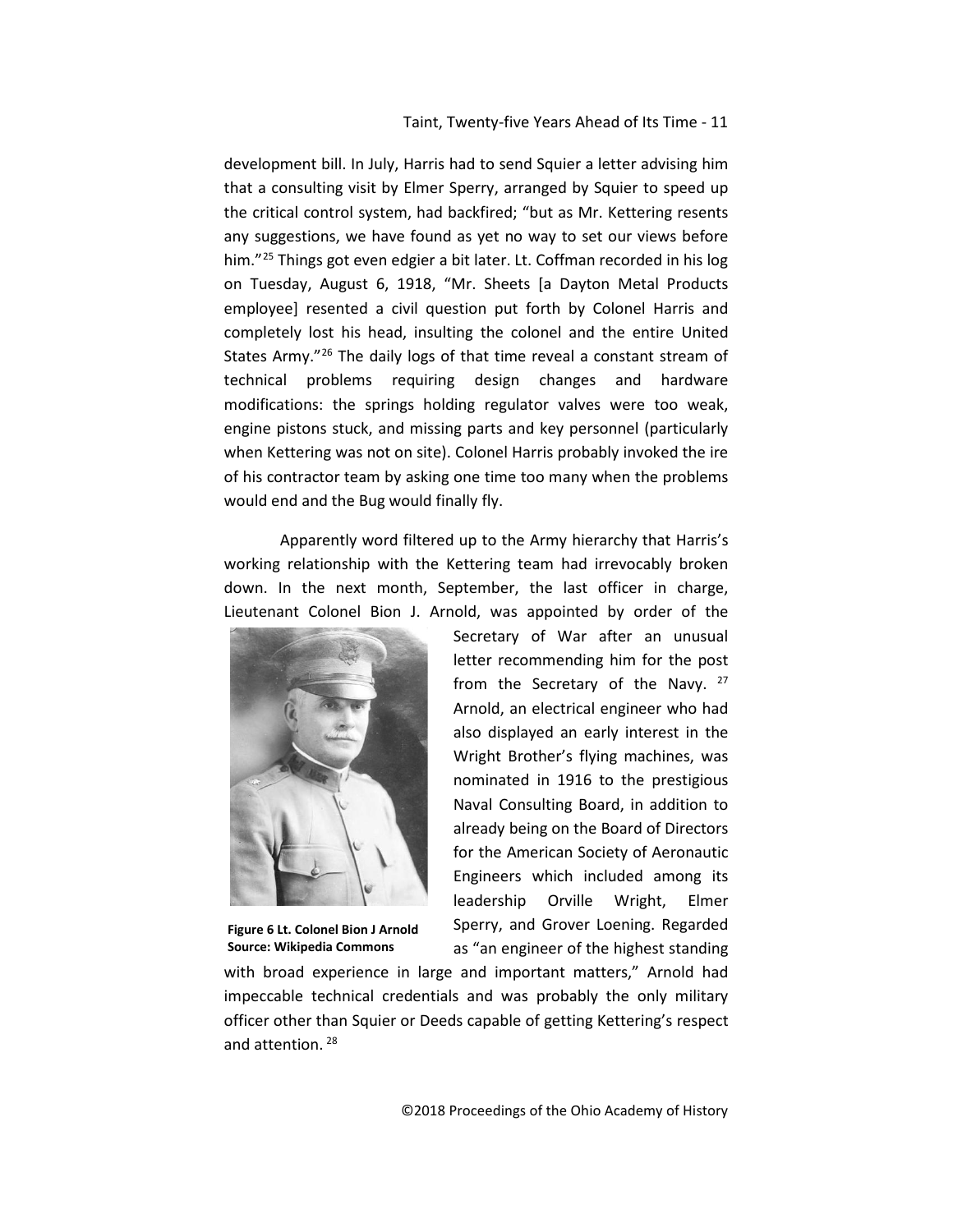development bill. In July, Harris had to send Squier a letter advising him that a consulting visit by Elmer Sperry, arranged by Squier to speed up the critical control system, had backfired; "but as Mr. Kettering resents any suggestions, we have found as yet no way to set our views before him."[25] Things got even edgier a bit later. Lt. Coffman recorded in his log on Tuesday, August 6, 1918, "Mr. Sheets [a Dayton Metal Products employee] resented a civil question put forth by Colonel Harris and completely lost his head, insulting the colonel and the entire United States Army."[26] The daily logs of that time reveal a constant stream of technical problems requiring design changes and hardware modifications: the springs holding regulator valves were too weak, engine pistons stuck, and missing parts and key personnel (particularly when Kettering was not on site). Colonel Harris probably invoked the ire of his contractor team by asking one time too many when the problems would end and the Bug would finally fly.

Apparently word filtered up to the Army hierarchy that Harris's working relationship with the Kettering team had irrevocably broken down. In the next month, September, the last officer in charge, Lieutenant Colonel Bion J. Arnold, was appointed by order of the Secretary of War after an unusual letter recommending him for the post from the Secretary of the Navy. [27] Arnold, an electrical engineer who had also displayed an early interest in the Wright Brother's flying machines, was nominated in 1916 to the prestigious Naval Consulting Board, in addition to already being on the Board of Directors for the American Society of Aeronautic Engineers which included among its leadership Orville Wright, Elmer Sperry, and Grover Loening. Regarded as "an engineer of the highest standing with broad experience in large and important matters," Arnold had impeccable technical credentials and was probably the only military officer other than Squier or Deeds capable of getting Kettering's respect and attention. [28]

**Figure 6 Lt. Colonel Bion J Arnold**
**Source: Wikipedia Commons**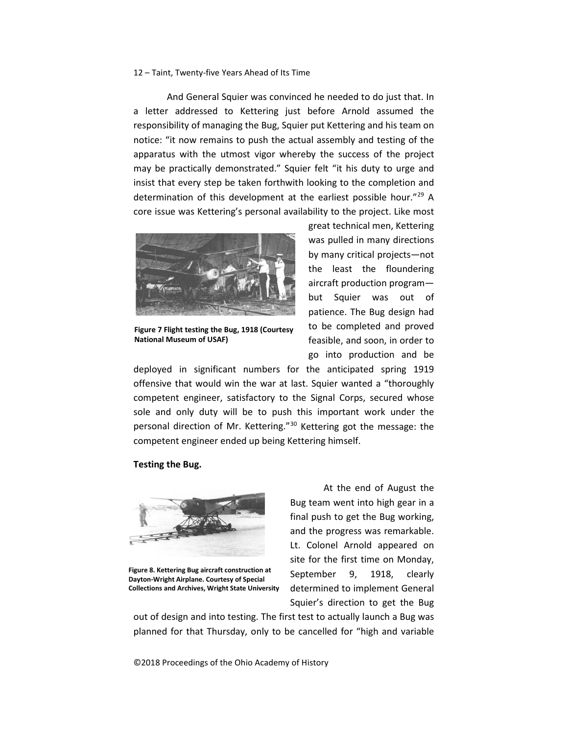And General Squier was convinced he needed to do just that. In a letter addressed to Kettering just before Arnold assumed the responsibility of managing the Bug, Squier put Kettering and his team on notice: "it now remains to push the actual assembly and testing of the apparatus with the utmost vigor whereby the success of the project may be practically demonstrated." Squier felt "it his duty to urge and insist that every step be taken forthwith looking to the completion and determination of this development at the earliest possible hour."[29] A core issue was Kettering's personal availability to the project. Like most great technical men, Kettering was pulled in many directions by many critical projects—not the least the floundering aircraft production program—but Squier was out of patience. The Bug design had to be completed and proved feasible, and soon, in order to go into production and be deployed in significant numbers for the anticipated spring 1919 offensive that would win the war at last. Squier wanted a "thoroughly competent engineer, satisfactory to the Signal Corps, secured whose sole and only duty will be to push this important work under the personal direction of Mr. Kettering."[30] Kettering got the message: the competent engineer ended up being Kettering himself.

**Figure 7 Flight testing the Bug, 1918 (Courtesy National Museum of USAF)**

**Testing the Bug.**

At the end of August the Bug team went into high gear in a final push to get the Bug working, and the progress was remarkable. Lt. Colonel Arnold appeared on site for the first time on Monday, September 9, 1918, clearly determined to implement General Squier's direction to get the Bug out of design and into testing. The first test to actually launch a Bug was planned for that Thursday, only to be cancelled for "high and variable

**Figure 8. Kettering Bug aircraft construction at Dayton-Wright Airplane. Courtesy of Special Collections and Archives, Wright State University**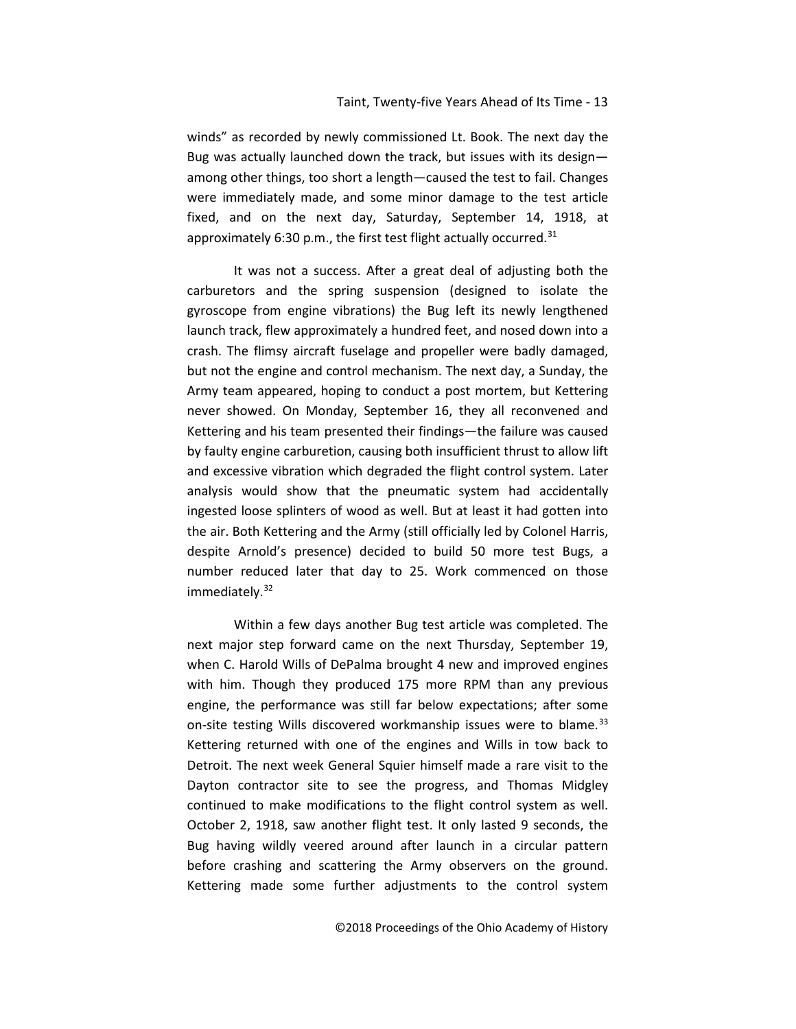winds" as recorded by newly commissioned Lt. Book. The next day the Bug was actually launched down the track, but issues with its design—among other things, too short a length—caused the test to fail. Changes were immediately made, and some minor damage to the test article fixed, and on the next day, Saturday, September 14, 1918, at approximately 6:30 p.m., the first test flight actually occurred.[31]

It was not a success. After a great deal of adjusting both the carburetors and the spring suspension (designed to isolate the gyroscope from engine vibrations) the Bug left its newly lengthened launch track, flew approximately a hundred feet, and nosed down into a crash. The flimsy aircraft fuselage and propeller were badly damaged, but not the engine and control mechanism. The next day, a Sunday, the Army team appeared, hoping to conduct a post mortem, but Kettering never showed. On Monday, September 16, they all reconvened and Kettering and his team presented their findings—the failure was caused by faulty engine carburetion, causing both insufficient thrust to allow lift and excessive vibration which degraded the flight control system. Later analysis would show that the pneumatic system had accidentally ingested loose splinters of wood as well. But at least it had gotten into the air. Both Kettering and the Army (still officially led by Colonel Harris, despite Arnold's presence) decided to build 50 more test Bugs, a number reduced later that day to 25. Work commenced on those immediately.[32]

Within a few days another Bug test article was completed. The next major step forward came on the next Thursday, September 19, when C. Harold Wills of DePalma brought 4 new and improved engines with him. Though they produced 175 more RPM than any previous engine, the performance was still far below expectations; after some on-site testing Wills discovered workmanship issues were to blame.[33] Kettering returned with one of the engines and Wills in tow back to Detroit. The next week General Squier himself made a rare visit to the Dayton contractor site to see the progress, and Thomas Midgley continued to make modifications to the flight control system as well. October 2, 1918, saw another flight test. It only lasted 9 seconds, the Bug having wildly veered around after launch in a circular pattern before crashing and scattering the Army observers on the ground. Kettering made some further adjustments to the control system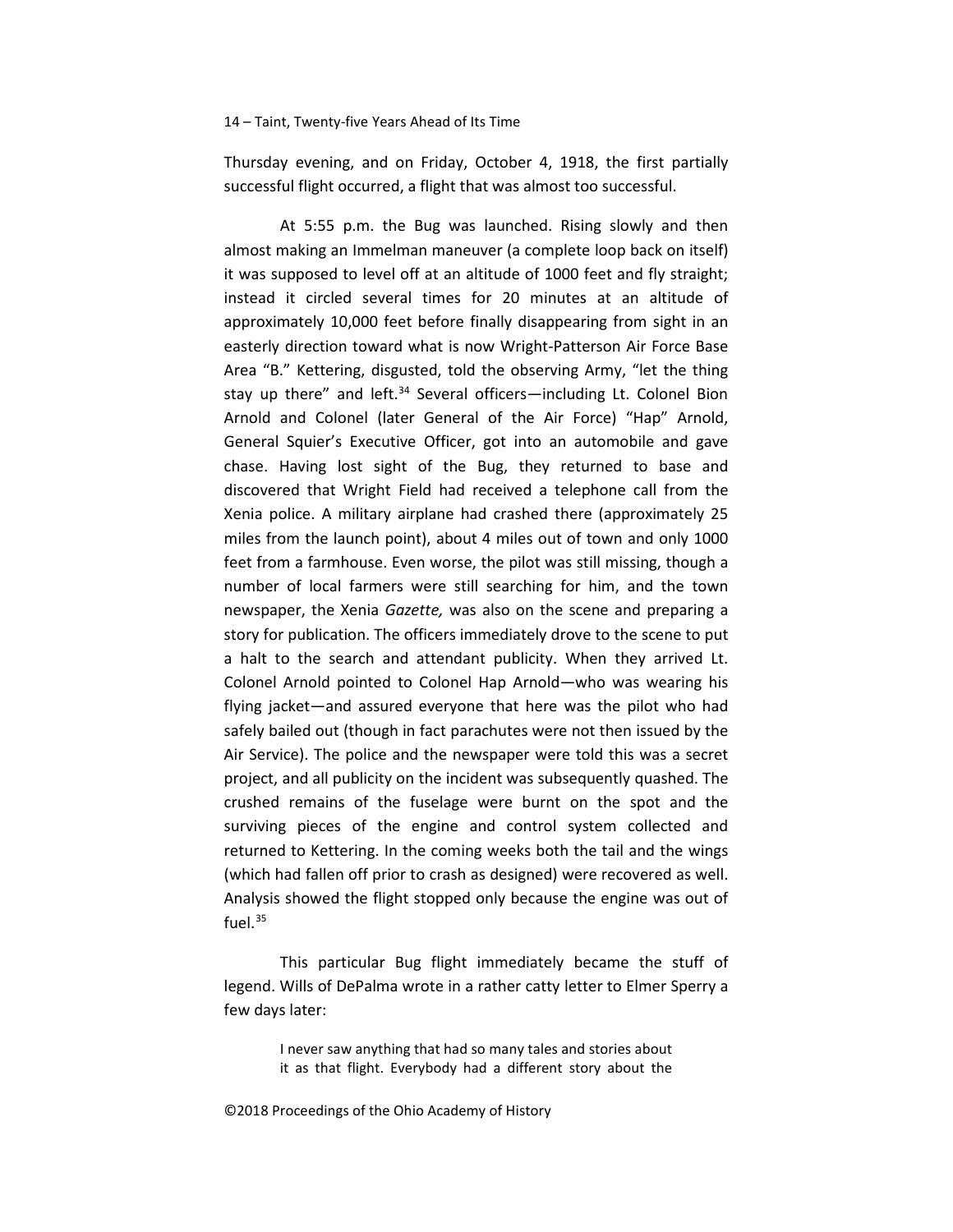Thursday evening, and on Friday, October 4, 1918, the first partially successful flight occurred, a flight that was almost too successful.

At 5:55 p.m. the Bug was launched. Rising slowly and then almost making an Immelman maneuver (a complete loop back on itself) it was supposed to level off at an altitude of 1000 feet and fly straight; instead it circled several times for 20 minutes at an altitude of approximately 10,000 feet before finally disappearing from sight in an easterly direction toward what is now Wright-Patterson Air Force Base Area "B." Kettering, disgusted, told the observing Army, "let the thing stay up there" and left.[34] Several officers—including Lt. Colonel Bion Arnold and Colonel (later General of the Air Force) "Hap" Arnold, General Squier's Executive Officer, got into an automobile and gave chase. Having lost sight of the Bug, they returned to base and discovered that Wright Field had received a telephone call from the Xenia police. A military airplane had crashed there (approximately 25 miles from the launch point), about 4 miles out of town and only 1000 feet from a farmhouse. Even worse, the pilot was still missing, though a number of local farmers were still searching for him, and the town newspaper, the Xenia *Gazette,* was also on the scene and preparing a story for publication. The officers immediately drove to the scene to put a halt to the search and attendant publicity. When they arrived Lt. Colonel Arnold pointed to Colonel Hap Arnold—who was wearing his flying jacket—and assured everyone that here was the pilot who had safely bailed out (though in fact parachutes were not then issued by the Air Service). The police and the newspaper were told this was a secret project, and all publicity on the incident was subsequently quashed. The crushed remains of the fuselage were burnt on the spot and the surviving pieces of the engine and control system collected and returned to Kettering. In the coming weeks both the tail and the wings (which had fallen off prior to crash as designed) were recovered as well. Analysis showed the flight stopped only because the engine was out of fuel.[35]

This particular Bug flight immediately became the stuff of legend. Wills of DePalma wrote in a rather catty letter to Elmer Sperry a few days later:

> I never saw anything that had so many tales and stories about it as that flight. Everybody had a different story about the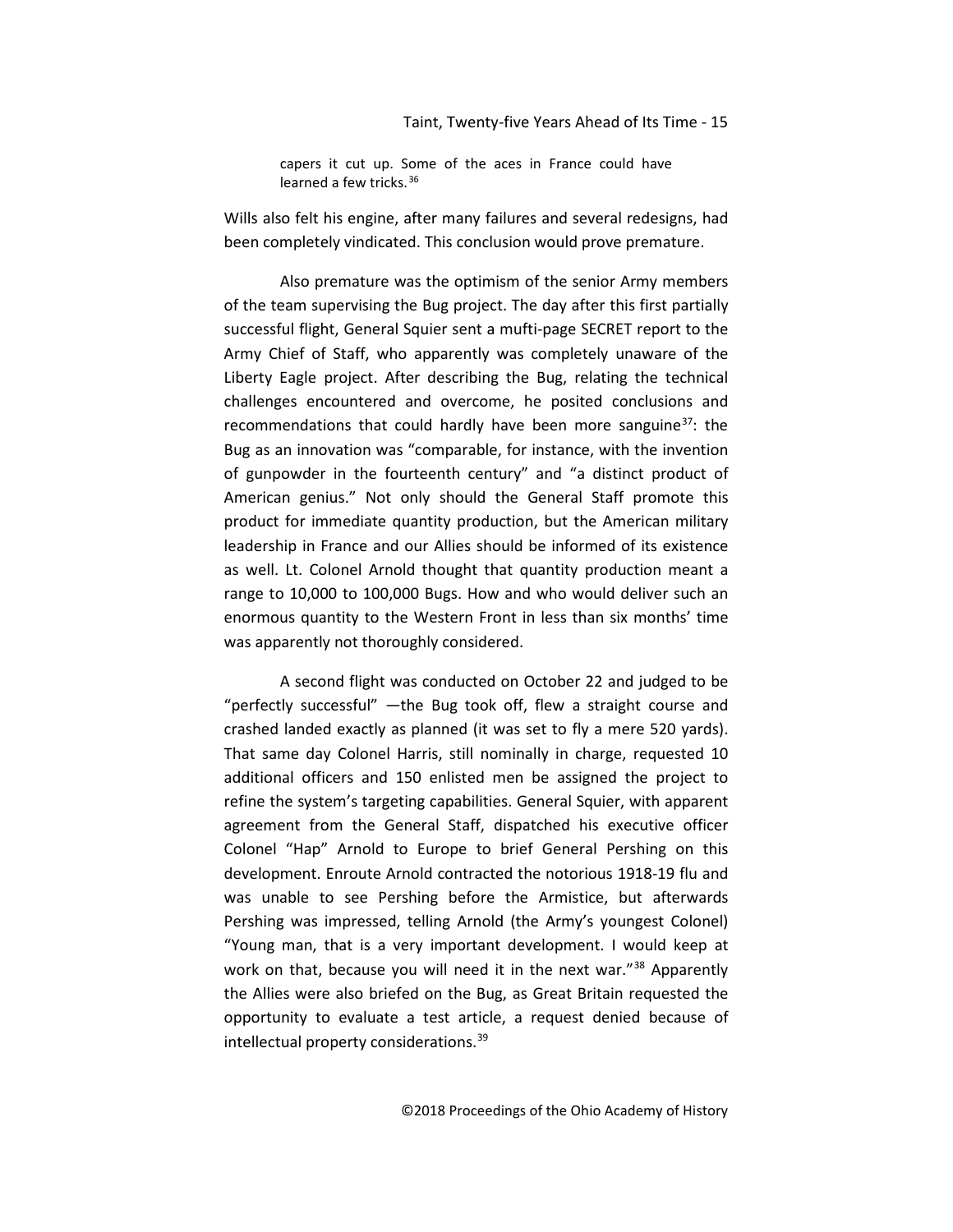> capers it cut up. Some of the aces in France could have learned a few tricks.[36]

Wills also felt his engine, after many failures and several redesigns, had been completely vindicated. This conclusion would prove premature.

Also premature was the optimism of the senior Army members of the team supervising the Bug project. The day after this first partially successful flight, General Squier sent a mufti-page SECRET report to the Army Chief of Staff, who apparently was completely unaware of the Liberty Eagle project. After describing the Bug, relating the technical challenges encountered and overcome, he posited conclusions and recommendations that could hardly have been more sanguine[37]: the Bug as an innovation was "comparable, for instance, with the invention of gunpowder in the fourteenth century" and "a distinct product of American genius." Not only should the General Staff promote this product for immediate quantity production, but the American military leadership in France and our Allies should be informed of its existence as well. Lt. Colonel Arnold thought that quantity production meant a range to 10,000 to 100,000 Bugs. How and who would deliver such an enormous quantity to the Western Front in less than six months' time was apparently not thoroughly considered.

A second flight was conducted on October 22 and judged to be "perfectly successful" —the Bug took off, flew a straight course and crashed landed exactly as planned (it was set to fly a mere 520 yards). That same day Colonel Harris, still nominally in charge, requested 10 additional officers and 150 enlisted men be assigned the project to refine the system's targeting capabilities. General Squier, with apparent agreement from the General Staff, dispatched his executive officer Colonel "Hap" Arnold to Europe to brief General Pershing on this development. Enroute Arnold contracted the notorious 1918-19 flu and was unable to see Pershing before the Armistice, but afterwards Pershing was impressed, telling Arnold (the Army's youngest Colonel) "Young man, that is a very important development. I would keep at work on that, because you will need it in the next war."[38] Apparently the Allies were also briefed on the Bug, as Great Britain requested the opportunity to evaluate a test article, a request denied because of intellectual property considerations.[39]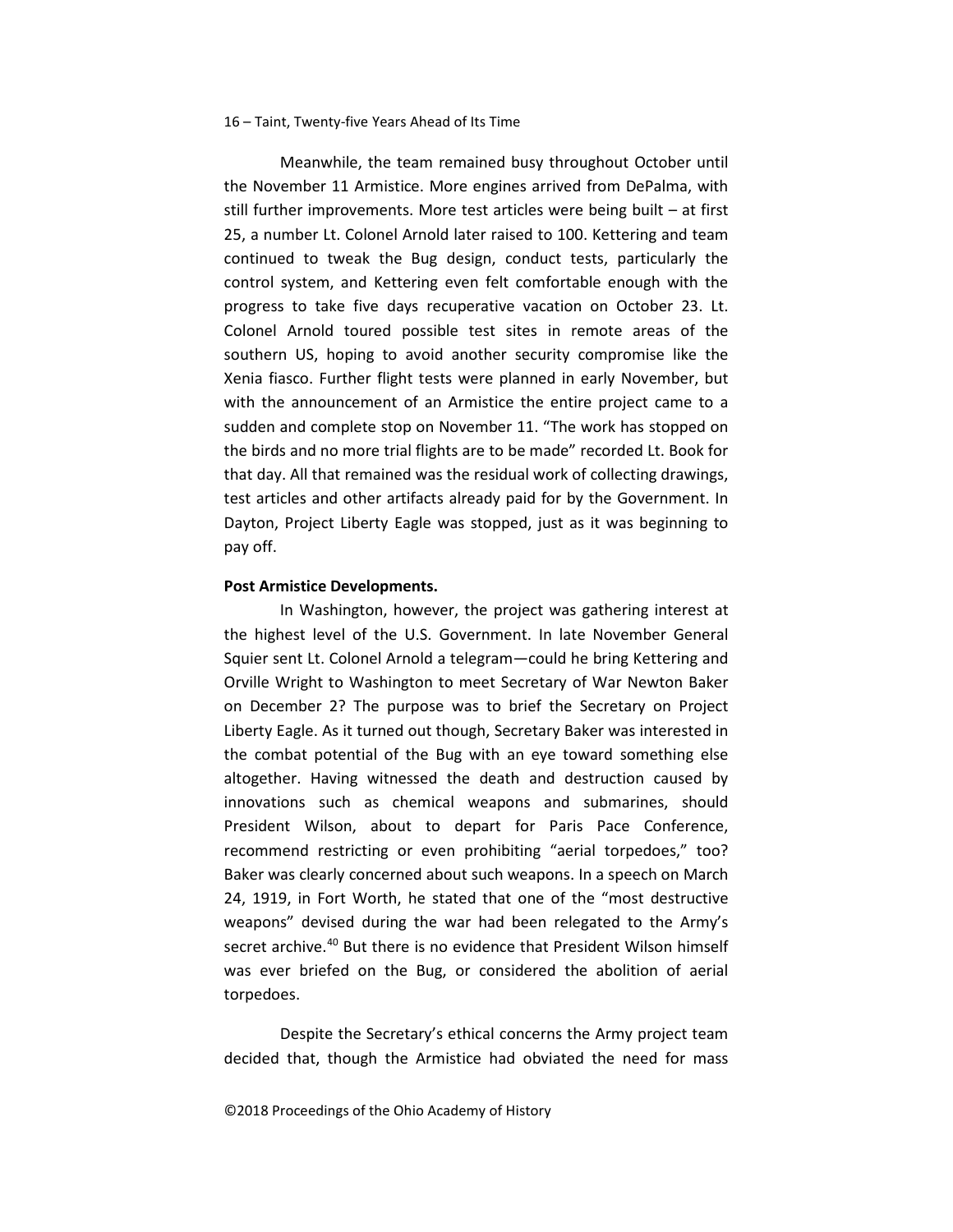Meanwhile, the team remained busy throughout October until the November 11 Armistice. More engines arrived from DePalma, with still further improvements. More test articles were being built – at first 25, a number Lt. Colonel Arnold later raised to 100. Kettering and team continued to tweak the Bug design, conduct tests, particularly the control system, and Kettering even felt comfortable enough with the progress to take five days recuperative vacation on October 23. Lt. Colonel Arnold toured possible test sites in remote areas of the southern US, hoping to avoid another security compromise like the Xenia fiasco. Further flight tests were planned in early November, but with the announcement of an Armistice the entire project came to a sudden and complete stop on November 11. "The work has stopped on the birds and no more trial flights are to be made" recorded Lt. Book for that day. All that remained was the residual work of collecting drawings, test articles and other artifacts already paid for by the Government. In Dayton, Project Liberty Eagle was stopped, just as it was beginning to pay off.

**Post Armistice Developments.**

In Washington, however, the project was gathering interest at the highest level of the U.S. Government. In late November General Squier sent Lt. Colonel Arnold a telegram—could he bring Kettering and Orville Wright to Washington to meet Secretary of War Newton Baker on December 2? The purpose was to brief the Secretary on Project Liberty Eagle. As it turned out though, Secretary Baker was interested in the combat potential of the Bug with an eye toward something else altogether. Having witnessed the death and destruction caused by innovations such as chemical weapons and submarines, should President Wilson, about to depart for Paris Pace Conference, recommend restricting or even prohibiting "aerial torpedoes," too? Baker was clearly concerned about such weapons. In a speech on March 24, 1919, in Fort Worth, he stated that one of the "most destructive weapons" devised during the war had been relegated to the Army's secret archive.[40] But there is no evidence that President Wilson himself was ever briefed on the Bug, or considered the abolition of aerial torpedoes.

Despite the Secretary's ethical concerns the Army project team decided that, though the Armistice had obviated the need for mass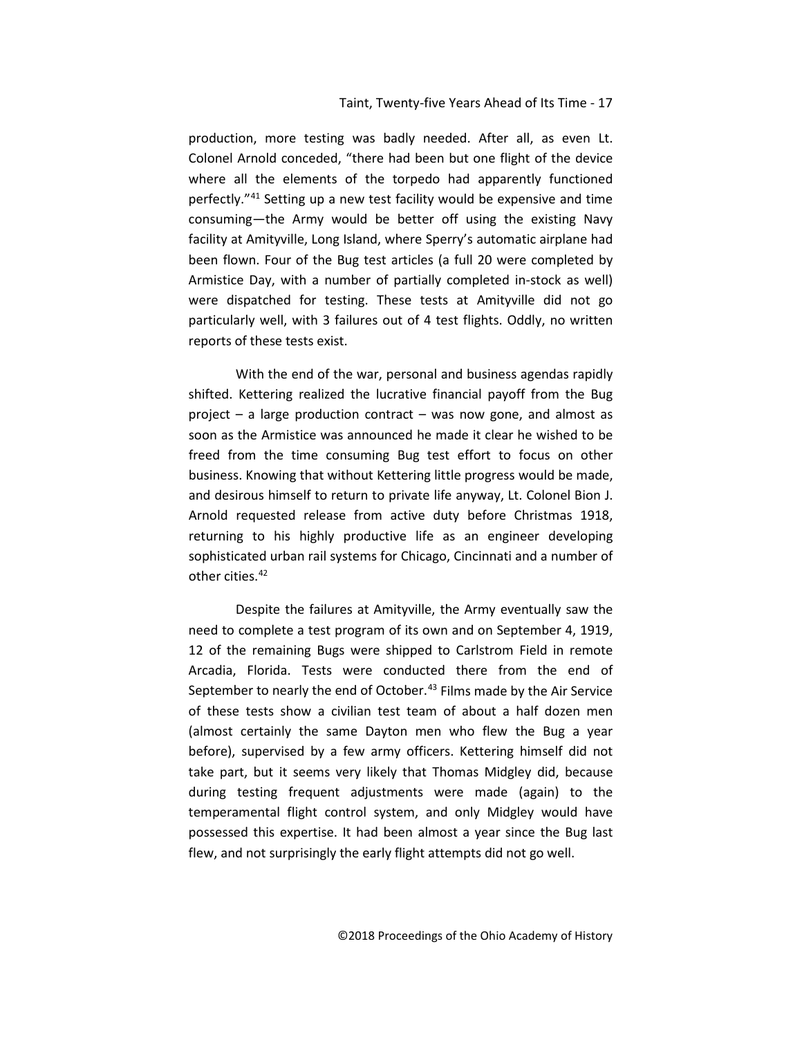production, more testing was badly needed. After all, as even Lt. Colonel Arnold conceded, "there had been but one flight of the device where all the elements of the torpedo had apparently functioned perfectly."[41] Setting up a new test facility would be expensive and time consuming—the Army would be better off using the existing Navy facility at Amityville, Long Island, where Sperry's automatic airplane had been flown. Four of the Bug test articles (a full 20 were completed by Armistice Day, with a number of partially completed in-stock as well) were dispatched for testing. These tests at Amityville did not go particularly well, with 3 failures out of 4 test flights. Oddly, no written reports of these tests exist.

With the end of the war, personal and business agendas rapidly shifted. Kettering realized the lucrative financial payoff from the Bug project – a large production contract – was now gone, and almost as soon as the Armistice was announced he made it clear he wished to be freed from the time consuming Bug test effort to focus on other business. Knowing that without Kettering little progress would be made, and desirous himself to return to private life anyway, Lt. Colonel Bion J. Arnold requested release from active duty before Christmas 1918, returning to his highly productive life as an engineer developing sophisticated urban rail systems for Chicago, Cincinnati and a number of other cities.[42]

Despite the failures at Amityville, the Army eventually saw the need to complete a test program of its own and on September 4, 1919, 12 of the remaining Bugs were shipped to Carlstrom Field in remote Arcadia, Florida. Tests were conducted there from the end of September to nearly the end of October.[43] Films made by the Air Service of these tests show a civilian test team of about a half dozen men (almost certainly the same Dayton men who flew the Bug a year before), supervised by a few army officers. Kettering himself did not take part, but it seems very likely that Thomas Midgley did, because during testing frequent adjustments were made (again) to the temperamental flight control system, and only Midgley would have possessed this expertise. It had been almost a year since the Bug last flew, and not surprisingly the early flight attempts did not go well.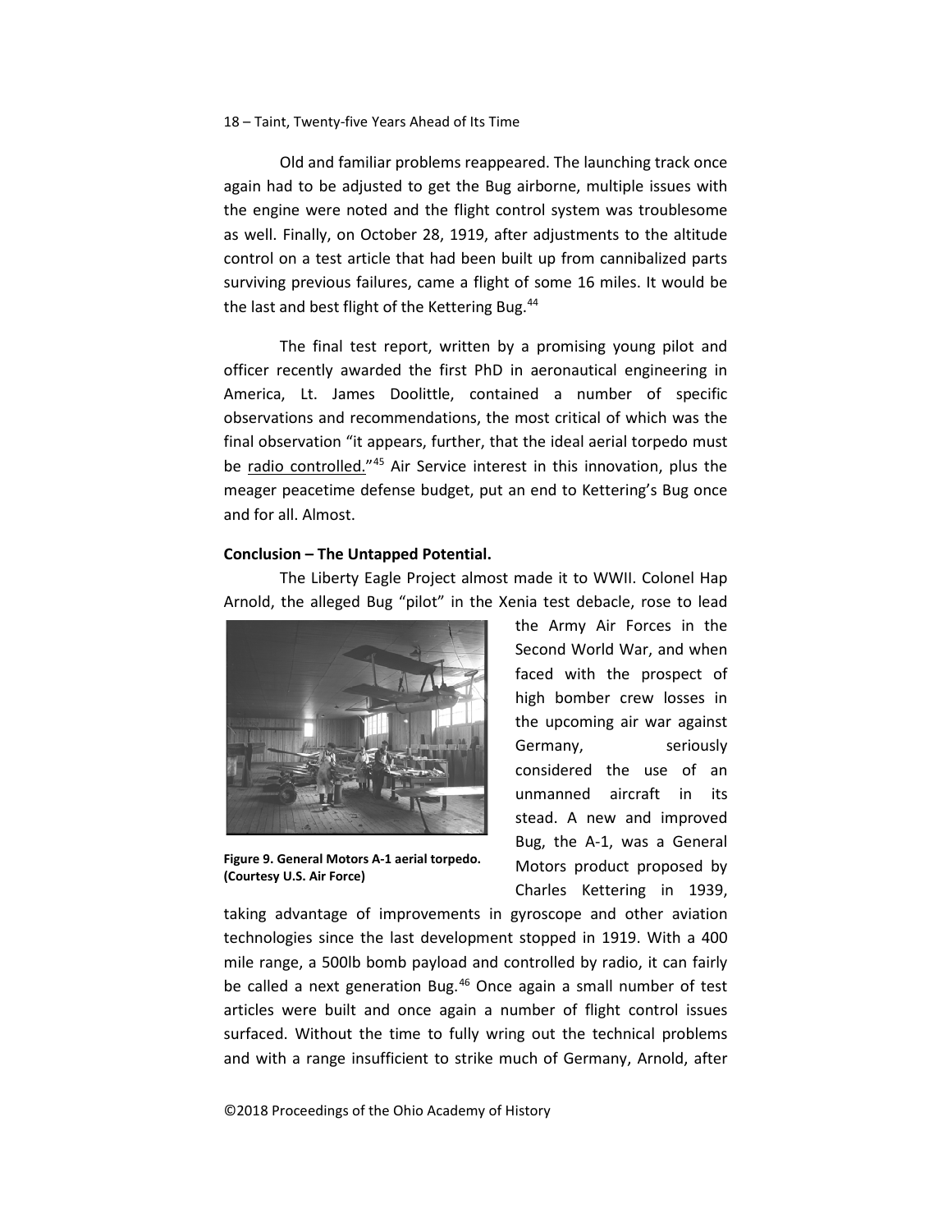Old and familiar problems reappeared. The launching track once again had to be adjusted to get the Bug airborne, multiple issues with the engine were noted and the flight control system was troublesome as well. Finally, on October 28, 1919, after adjustments to the altitude control on a test article that had been built up from cannibalized parts surviving previous failures, came a flight of some 16 miles. It would be the last and best flight of the Kettering Bug.[44]

The final test report, written by a promising young pilot and officer recently awarded the first PhD in aeronautical engineering in America, Lt. James Doolittle, contained a number of specific observations and recommendations, the most critical of which was the final observation "it appears, further, that the ideal aerial torpedo must be radio controlled."[45] Air Service interest in this innovation, plus the meager peacetime defense budget, put an end to Kettering's Bug once and for all. Almost.

**Conclusion – The Untapped Potential.**

The Liberty Eagle Project almost made it to WWII. Colonel Hap Arnold, the alleged Bug "pilot" in the Xenia test debacle, rose to lead the Army Air Forces in the Second World War, and when faced with the prospect of high bomber crew losses in the upcoming air war against Germany, seriously considered the use of an unmanned aircraft in its stead. A new and improved Bug, the A-1, was a General Motors product proposed by Charles Kettering in 1939, taking advantage of improvements in gyroscope and other aviation technologies since the last development stopped in 1919. With a 400 mile range, a 500lb bomb payload and controlled by radio, it can fairly be called a next generation Bug.[46] Once again a small number of test articles were built and once again a number of flight control issues surfaced. Without the time to fully wring out the technical problems and with a range insufficient to strike much of Germany, Arnold, after

**Figure 9. General Motors A-1 aerial torpedo. (Courtesy U.S. Air Force)**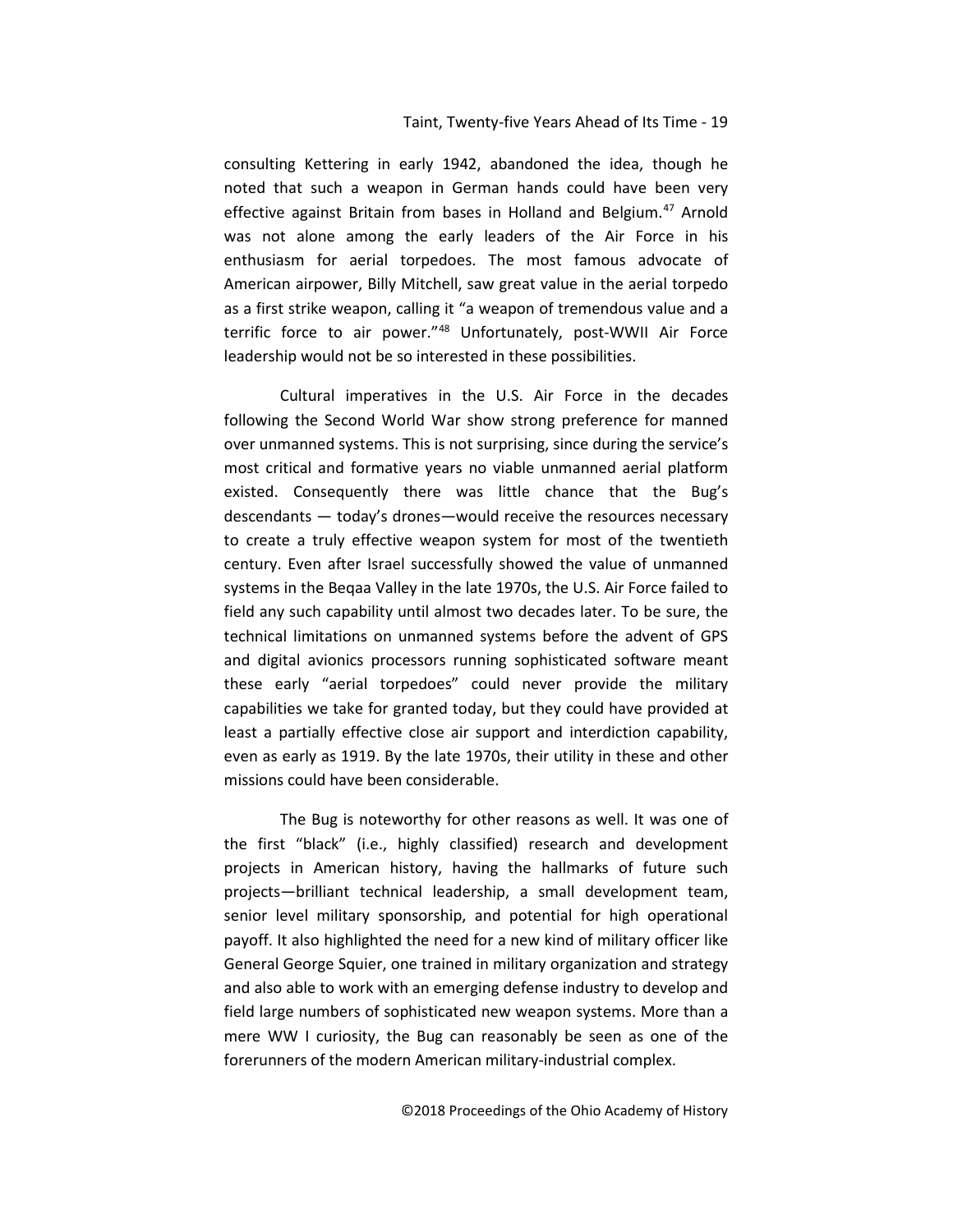consulting Kettering in early 1942, abandoned the idea, though he noted that such a weapon in German hands could have been very effective against Britain from bases in Holland and Belgium.[47] Arnold was not alone among the early leaders of the Air Force in his enthusiasm for aerial torpedoes. The most famous advocate of American airpower, Billy Mitchell, saw great value in the aerial torpedo as a first strike weapon, calling it "a weapon of tremendous value and a terrific force to air power."[48] Unfortunately, post-WWII Air Force leadership would not be so interested in these possibilities.

Cultural imperatives in the U.S. Air Force in the decades following the Second World War show strong preference for manned over unmanned systems. This is not surprising, since during the service's most critical and formative years no viable unmanned aerial platform existed. Consequently there was little chance that the Bug's descendants — today's drones—would receive the resources necessary to create a truly effective weapon system for most of the twentieth century. Even after Israel successfully showed the value of unmanned systems in the Beqaa Valley in the late 1970s, the U.S. Air Force failed to field any such capability until almost two decades later. To be sure, the technical limitations on unmanned systems before the advent of GPS and digital avionics processors running sophisticated software meant these early "aerial torpedoes" could never provide the military capabilities we take for granted today, but they could have provided at least a partially effective close air support and interdiction capability, even as early as 1919. By the late 1970s, their utility in these and other missions could have been considerable.

The Bug is noteworthy for other reasons as well. It was one of the first "black" (i.e., highly classified) research and development projects in American history, having the hallmarks of future such projects—brilliant technical leadership, a small development team, senior level military sponsorship, and potential for high operational payoff. It also highlighted the need for a new kind of military officer like General George Squier, one trained in military organization and strategy and also able to work with an emerging defense industry to develop and field large numbers of sophisticated new weapon systems. More than a mere WW I curiosity, the Bug can reasonably be seen as one of the forerunners of the modern American military-industrial complex.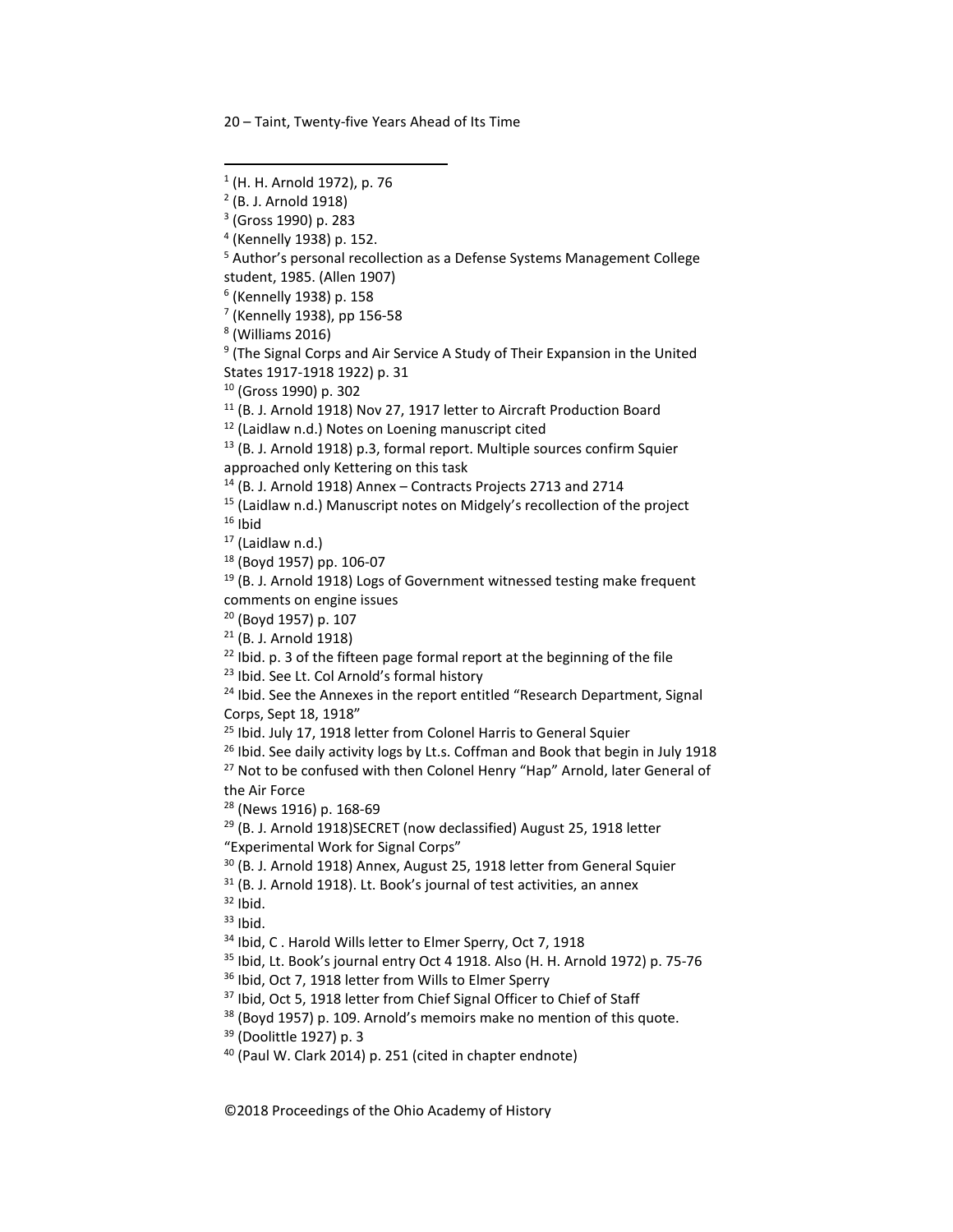[1] (H. H. Arnold 1972), p. 76
[2] (B. J. Arnold 1918)
[3] (Gross 1990) p. 283
[4] (Kennelly 1938) p. 152.
[5] Author's personal recollection as a Defense Systems Management College student, 1985. (Allen 1907)
[6] (Kennelly 1938) p. 158
[7] (Kennelly 1938), pp 156-58
[8] (Williams 2016)
[9] (The Signal Corps and Air Service A Study of Their Expansion in the United States 1917-1918 1922) p. 31
[10] (Gross 1990) p. 302
[11] (B. J. Arnold 1918) Nov 27, 1917 letter to Aircraft Production Board
[12] (Laidlaw n.d.) Notes on Loening manuscript cited
[13] (B. J. Arnold 1918) p.3, formal report. Multiple sources confirm Squier approached only Kettering on this task
[14] (B. J. Arnold 1918) Annex – Contracts Projects 2713 and 2714
[15] (Laidlaw n.d.) Manuscript notes on Midgely's recollection of the project
[16] Ibid
[17] (Laidlaw n.d.)
[18] (Boyd 1957) pp. 106-07
[19] (B. J. Arnold 1918) Logs of Government witnessed testing make frequent comments on engine issues
[20] (Boyd 1957) p. 107
[21] (B. J. Arnold 1918)
[22] Ibid. p. 3 of the fifteen page formal report at the beginning of the file
[23] Ibid. See Lt. Col Arnold's formal history
[24] Ibid. See the Annexes in the report entitled "Research Department, Signal Corps, Sept 18, 1918"
[25] Ibid. July 17, 1918 letter from Colonel Harris to General Squier
[26] Ibid. See daily activity logs by Lt.s. Coffman and Book that begin in July 1918
[27] Not to be confused with then Colonel Henry "Hap" Arnold, later General of the Air Force
[28] (News 1916) p. 168-69
[29] (B. J. Arnold 1918)SECRET (now declassified) August 25, 1918 letter "Experimental Work for Signal Corps"
[30] (B. J. Arnold 1918) Annex, August 25, 1918 letter from General Squier
[31] (B. J. Arnold 1918). Lt. Book's journal of test activities, an annex
[32] Ibid.
[33] Ibid.
[34] Ibid, C . Harold Wills letter to Elmer Sperry, Oct 7, 1918
[35] Ibid, Lt. Book's journal entry Oct 4 1918. Also (H. H. Arnold 1972) p. 75-76
[36] Ibid, Oct 7, 1918 letter from Wills to Elmer Sperry
[37] Ibid, Oct 5, 1918 letter from Chief Signal Officer to Chief of Staff
[38] (Boyd 1957) p. 109. Arnold's memoirs make no mention of this quote.
[39] (Doolittle 1927) p. 3
[40] (Paul W. Clark 2014) p. 251 (cited in chapter endnote)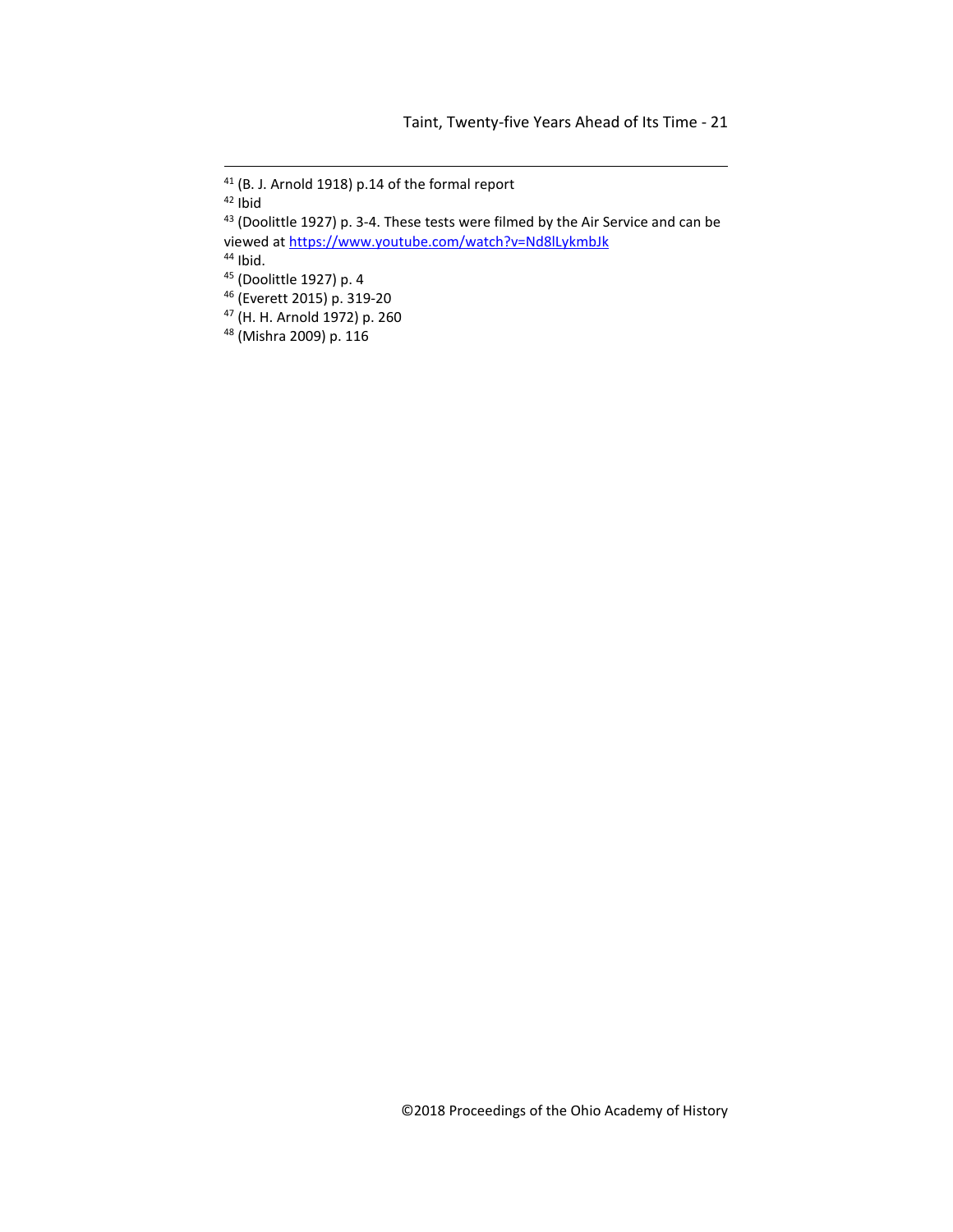[41] (B. J. Arnold 1918) p.14 of the formal report

[42] Ibid

[43] (Doolittle 1927) p. 3-4. These tests were filmed by the Air Service and can be viewed at https://www.youtube.com/watch?v=Nd8lLykmbJk

[44] Ibid.

[45] (Doolittle 1927) p. 4

[46] (Everett 2015) p. 319-20

[47] (H. H. Arnold 1972) p. 260

[48] (Mishra 2009) p. 116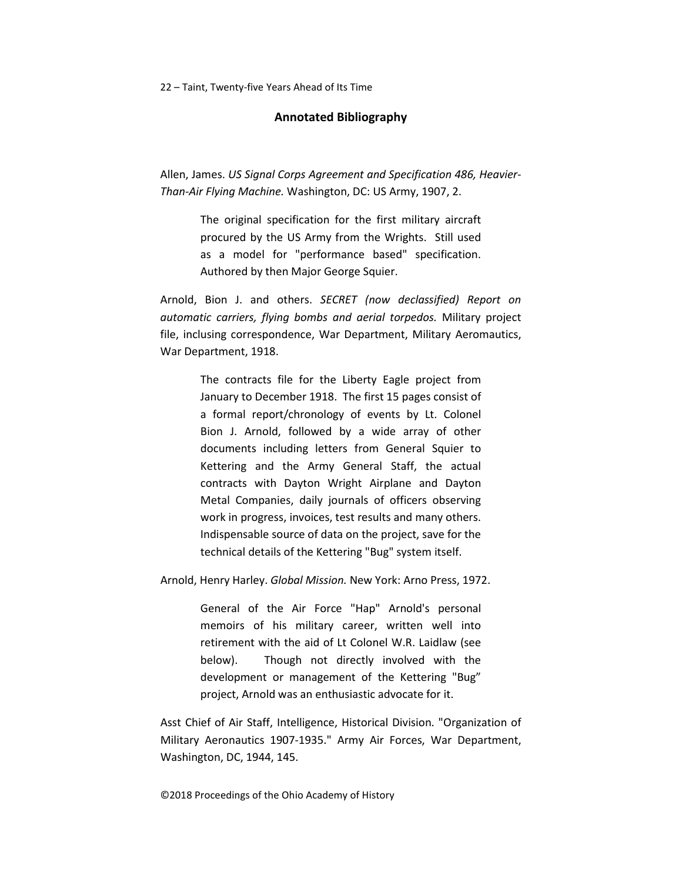## Annotated Bibliography

Allen, James. *US Signal Corps Agreement and Specification 486, Heavier-Than-Air Flying Machine.* Washington, DC: US Army, 1907, 2.

> The original specification for the first military aircraft procured by the US Army from the Wrights. Still used as a model for "performance based" specification. Authored by then Major George Squier.

Arnold, Bion J. and others. *SECRET (now declassified) Report on automatic carriers, flying bombs and aerial torpedos.* Military project file, inclusing correspondence, War Department, Military Aeromautics, War Department, 1918.

> The contracts file for the Liberty Eagle project from January to December 1918. The first 15 pages consist of a formal report/chronology of events by Lt. Colonel Bion J. Arnold, followed by a wide array of other documents including letters from General Squier to Kettering and the Army General Staff, the actual contracts with Dayton Wright Airplane and Dayton Metal Companies, daily journals of officers observing work in progress, invoices, test results and many others. Indispensable source of data on the project, save for the technical details of the Kettering "Bug" system itself.

Arnold, Henry Harley. *Global Mission.* New York: Arno Press, 1972.

> General of the Air Force "Hap" Arnold's personal memoirs of his military career, written well into retirement with the aid of Lt Colonel W.R. Laidlaw (see below). Though not directly involved with the development or management of the Kettering "Bug" project, Arnold was an enthusiastic advocate for it.

Asst Chief of Air Staff, Intelligence, Historical Division. "Organization of Military Aeronautics 1907-1935." Army Air Forces, War Department, Washington, DC, 1944, 145.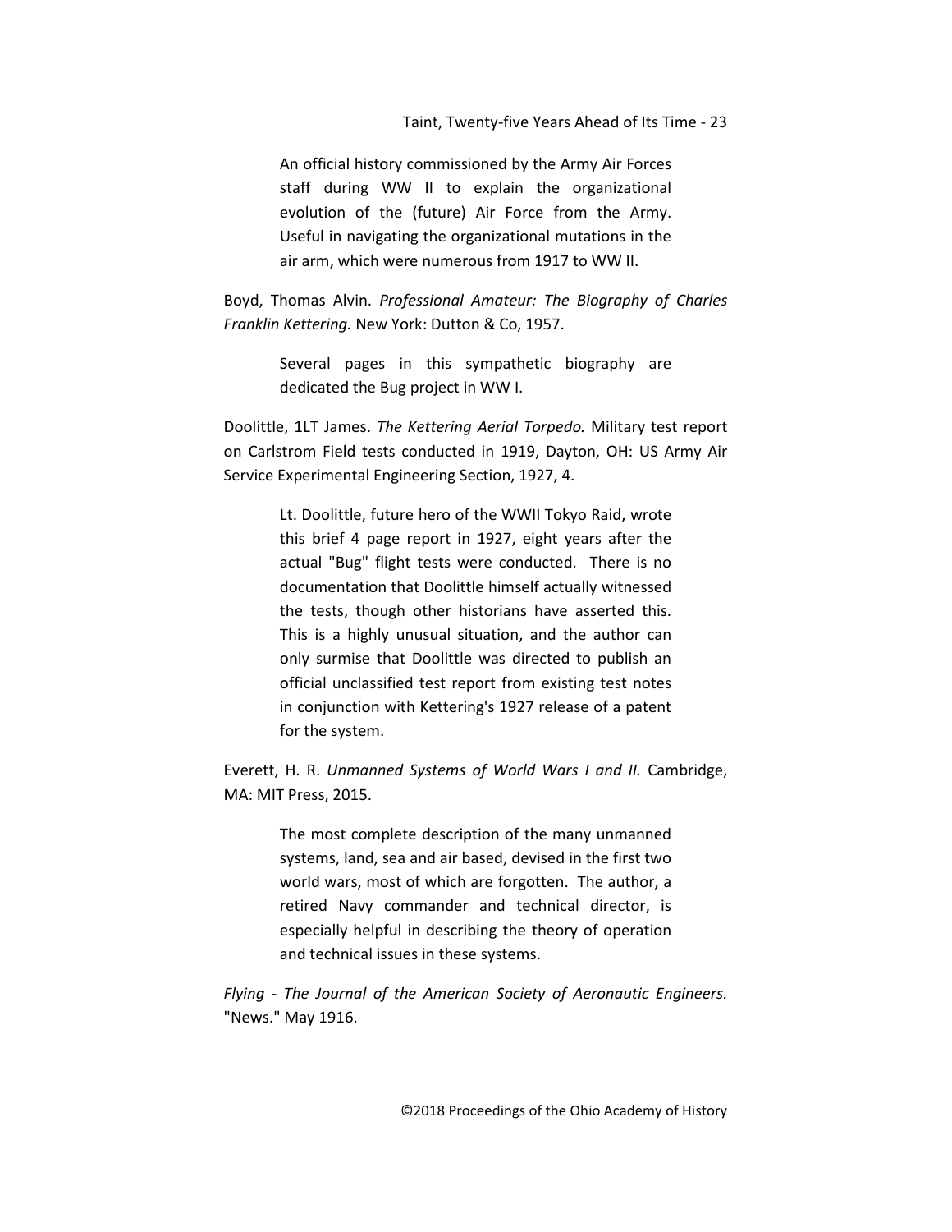An official history commissioned by the Army Air Forces staff during WW II to explain the organizational evolution of the (future) Air Force from the Army. Useful in navigating the organizational mutations in the air arm, which were numerous from 1917 to WW II.

Boyd, Thomas Alvin. *Professional Amateur: The Biography of Charles Franklin Kettering.* New York: Dutton & Co, 1957.

> Several pages in this sympathetic biography are dedicated the Bug project in WW I.

Doolittle, 1LT James. *The Kettering Aerial Torpedo.* Military test report on Carlstrom Field tests conducted in 1919, Dayton, OH: US Army Air Service Experimental Engineering Section, 1927, 4.

> Lt. Doolittle, future hero of the WWII Tokyo Raid, wrote this brief 4 page report in 1927, eight years after the actual "Bug" flight tests were conducted. There is no documentation that Doolittle himself actually witnessed the tests, though other historians have asserted this. This is a highly unusual situation, and the author can only surmise that Doolittle was directed to publish an official unclassified test report from existing test notes in conjunction with Kettering's 1927 release of a patent for the system.

Everett, H. R. *Unmanned Systems of World Wars I and II.* Cambridge, MA: MIT Press, 2015.

> The most complete description of the many unmanned systems, land, sea and air based, devised in the first two world wars, most of which are forgotten. The author, a retired Navy commander and technical director, is especially helpful in describing the theory of operation and technical issues in these systems.

*Flying - The Journal of the American Society of Aeronautic Engineers.* "News." May 1916.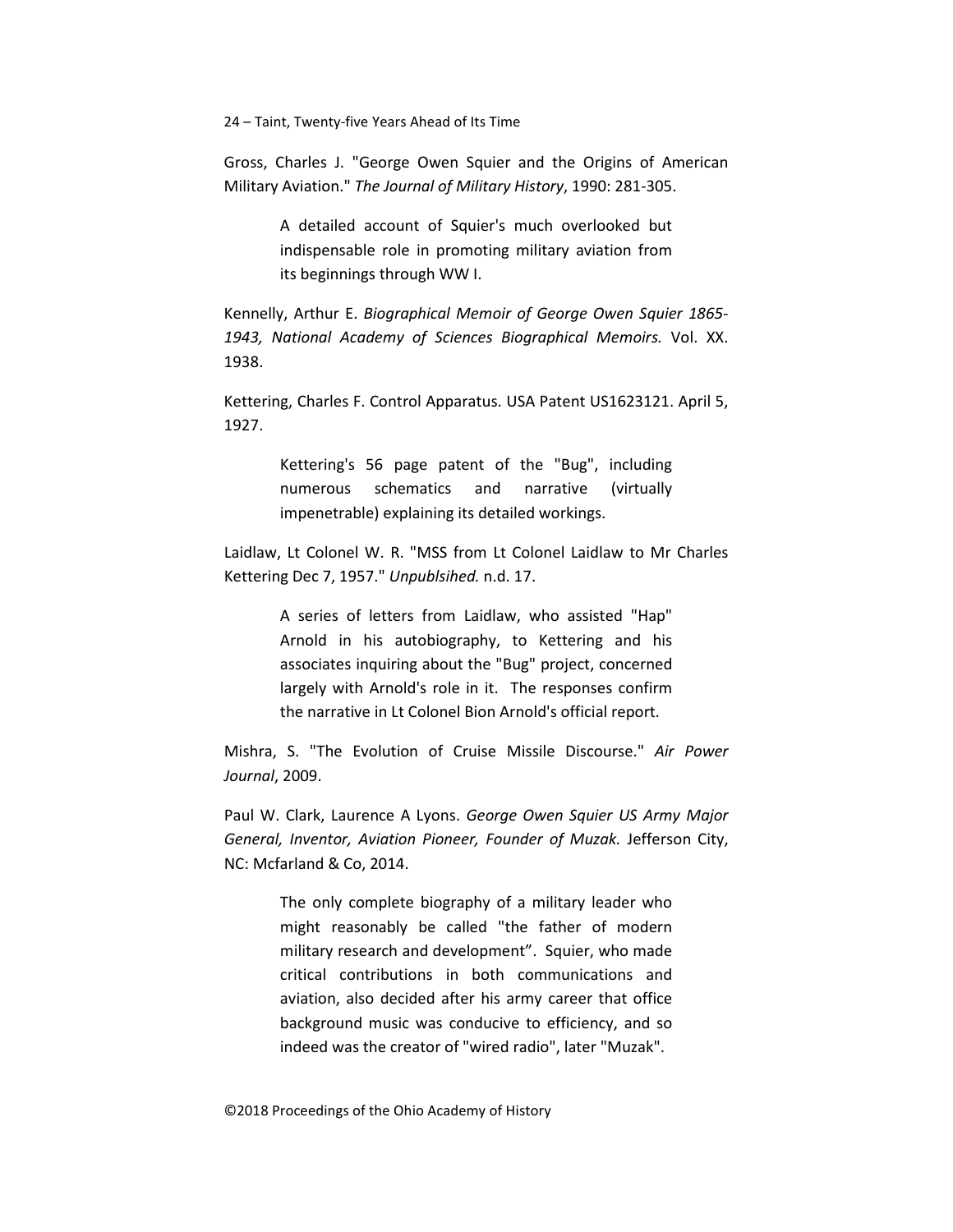Gross, Charles J. "George Owen Squier and the Origins of American Military Aviation." *The Journal of Military History*, 1990: 281-305.

> A detailed account of Squier's much overlooked but indispensable role in promoting military aviation from its beginnings through WW I.

Kennelly, Arthur E. *Biographical Memoir of George Owen Squier 1865-1943, National Academy of Sciences Biographical Memoirs.* Vol. XX. 1938.

Kettering, Charles F. Control Apparatus. USA Patent US1623121. April 5, 1927.

> Kettering's 56 page patent of the "Bug", including numerous schematics and narrative (virtually impenetrable) explaining its detailed workings.

Laidlaw, Lt Colonel W. R. "MSS from Lt Colonel Laidlaw to Mr Charles Kettering Dec 7, 1957." *Unpublsihed.* n.d. 17.

> A series of letters from Laidlaw, who assisted "Hap" Arnold in his autobiography, to Kettering and his associates inquiring about the "Bug" project, concerned largely with Arnold's role in it. The responses confirm the narrative in Lt Colonel Bion Arnold's official report.

Mishra, S. "The Evolution of Cruise Missile Discourse." *Air Power Journal*, 2009.

Paul W. Clark, Laurence A Lyons. *George Owen Squier US Army Major General, Inventor, Aviation Pioneer, Founder of Muzak.* Jefferson City, NC: Mcfarland & Co, 2014.

> The only complete biography of a military leader who might reasonably be called "the father of modern military research and development". Squier, who made critical contributions in both communications and aviation, also decided after his army career that office background music was conducive to efficiency, and so indeed was the creator of "wired radio", later "Muzak".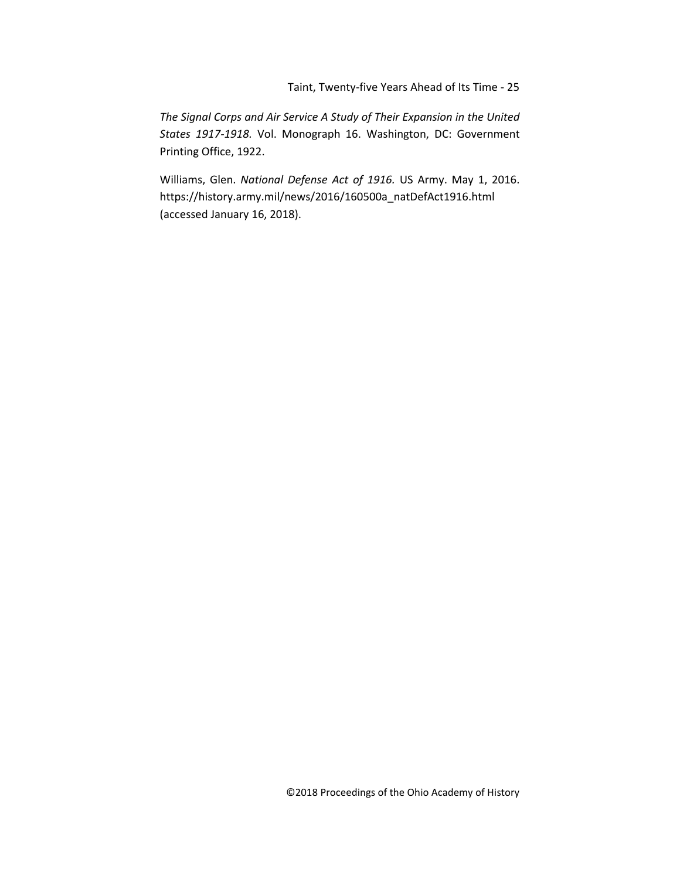*The Signal Corps and Air Service A Study of Their Expansion in the United States 1917-1918.* Vol. Monograph 16. Washington, DC: Government Printing Office, 1922.

Williams, Glen. *National Defense Act of 1916.* US Army. May 1, 2016. https://history.army.mil/news/2016/160500a_natDefAct1916.html (accessed January 16, 2018).